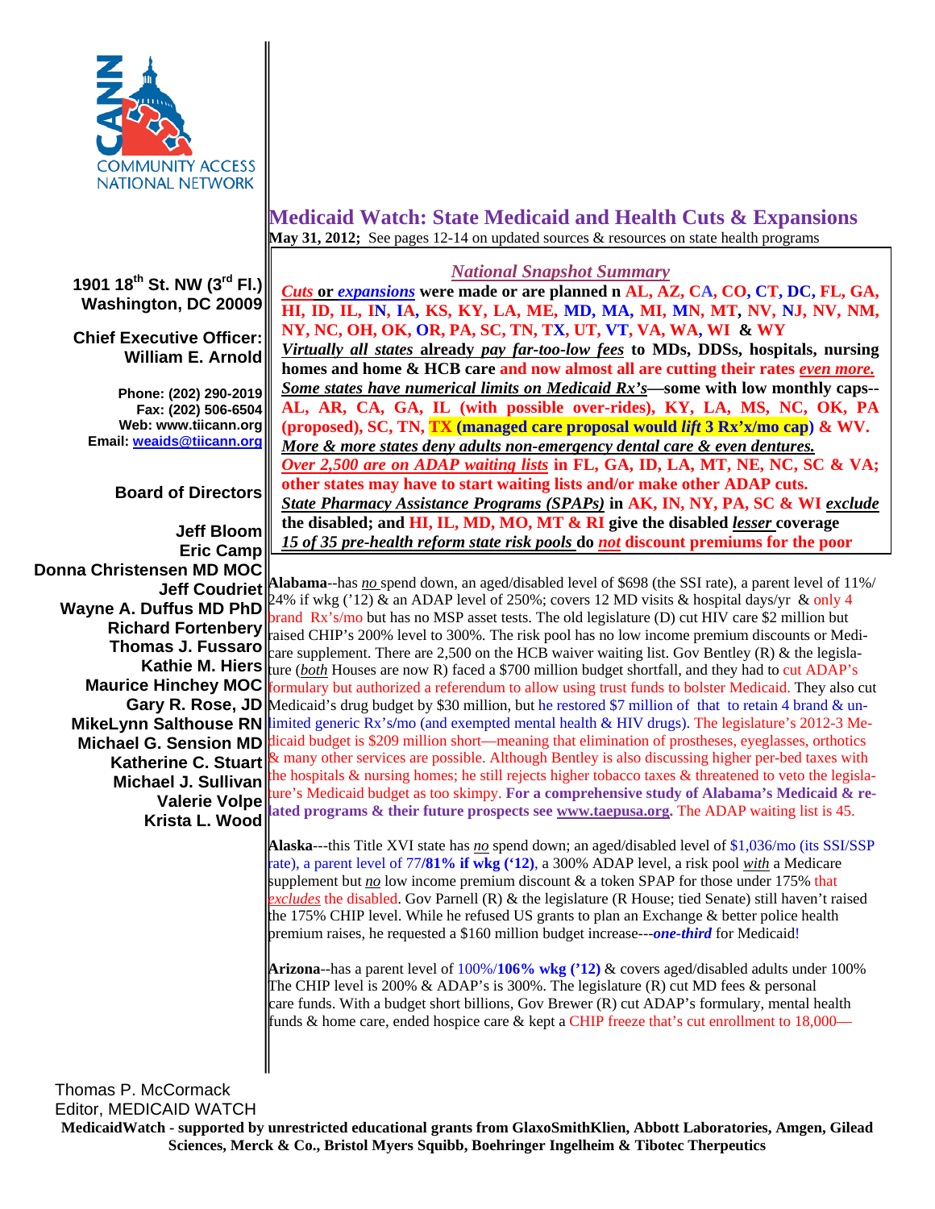COMMUNITY ACCESS NATIONAL NETWORK

1901 18th St. NW (3rd Fl.)
Washington, DC 20009

**Chief Executive Officer:**
William E. Arnold

Phone: (202) 290-2019
Fax: (202) 506-6504
Web: www.tiicann.org
Email: weaids@tiicann.org

**Board of Directors**

Jeff Bloom
Eric Camp
Donna Christensen MD MOC
Jeff Coudriet
Wayne A. Duffus MD PhD
Richard Fortenbery
Thomas J. Fussaro
Kathie M. Hiers
Maurice Hinchey MOC
Gary R. Rose, JD
MikeLynn Salthouse RN
Michael G. Sension MD
Katherine C. Stuart
Michael J. Sullivan
Valerie Volpe
Krista L. Wood

# Medicaid Watch: State Medicaid and Health Cuts & Expansions

**May 31, 2012;** See pages 12-14 on updated sources & resources on state health programs

## *National Snapshot Summary*

***Cuts*** **or** ***expansions*** **were made or are planned n AL, AZ, CA, CO, CT, DC, FL, GA, HI, ID, IL, IN, IA, KS, KY, LA, ME, MD, MA, MI, MN, MT, NV, NJ, NV, NM, NY, NC, OH, OK, OR, PA, SC, TN, TX, UT, VT, VA, WA, WI & WY**

***Virtually all states*** **already** ***pay far-too-low fees*** **to MDs, DDSs, hospitals, nursing homes and home & HCB care and now almost all are cutting their rates** ***even more.***

***Some states have numerical limits on Medicaid Rx's*****—some with low monthly caps--AL, AR, CA, GA, IL (with possible over-rides), KY, LA, MS, NC, OK, PA (proposed), SC, TN, TX (managed care proposal would** ***lift*** **3 Rx'x/mo cap) & WV.**

***More & more states deny adults non-emergency dental care & even dentures.***

***Over 2,500 are on ADAP waiting lists*** **in FL, GA, ID, LA, MT, NE, NC, SC & VA; other states may have to start waiting lists and/or make other ADAP cuts.**

***State Pharmacy Assistance Programs (SPAPs)*** **in AK, IN, NY, PA, SC & WI** ***exclude*** **the disabled; and HI, IL, MD, MO, MT & RI give the disabled** ***lesser*** **coverage**

***15 of 35 pre-health reform state risk pools*** **do** ***not*** **discount premiums for the poor**

**Alabama**--has *no* spend down, an aged/disabled level of $698 (the SSI rate), a parent level of 11%/24% if wkg ('12) & an ADAP level of 250%; covers 12 MD visits & hospital days/yr & only 4 brand Rx's/mo but has no MSP asset tests. The old legislature (D) cut HIV care $2 million but raised CHIP's 200% level to 300%. The risk pool has no low income premium discounts or Medicare supplement. There are 2,500 on the HCB waiver waiting list. Gov Bentley (R) & the legislature (*both* Houses are now R) faced a $700 million budget shortfall, and they had to cut ADAP's formulary but authorized a referendum to allow using trust funds to bolster Medicaid. They also cut Medicaid's drug budget by $30 million, but he restored $7 million of that to retain 4 brand & unlimited generic Rx's/mo (and exempted mental health & HIV drugs). The legislature's 2012-3 Medicaid budget is $209 million short—meaning that elimination of prostheses, eyeglasses, orthotics & many other services are possible. Although Bentley is also discussing higher per-bed taxes with the hospitals & nursing homes; he still rejects higher tobacco taxes & threatened to veto the legislature's Medicaid budget as too skimpy. **For a comprehensive study of Alabama's Medicaid & related programs & their future prospects see www.taepusa.org.** The ADAP waiting list is 45.

**Alaska**---this Title XVI state has *no* spend down; an aged/disabled level of $1,036/mo (its SSI/SSP rate), a parent level of 77/**81% if wkg ('12)**, a 300% ADAP level, a risk pool *with* a Medicare supplement but *no* low income premium discount & a token SPAP for those under 175% that *excludes* the disabled. Gov Parnell (R) & the legislature (R House; tied Senate) still haven't raised the 175% CHIP level. While he refused US grants to plan an Exchange & better police health premium raises, he requested a $160 million budget increase---***one-third*** for Medicaid!

**Arizona**--has a parent level of 100%/**106% wkg ('12)** & covers aged/disabled adults under 100% The CHIP level is 200% & ADAP's is 300%. The legislature (R) cut MD fees & personal care funds. With a budget short billions, Gov Brewer (R) cut ADAP's formulary, mental health funds & home care, ended hospice care & kept a CHIP freeze that's cut enrollment to 18,000—

Thomas P. McCormack
Editor, MEDICAID WATCH

**MedicaidWatch - supported by unrestricted educational grants from GlaxoSmithKlien, Abbott Laboratories, Amgen, Gilead Sciences, Merck & Co., Bristol Myers Squibb, Boehringer Ingelheim & Tibotec Therpeutics**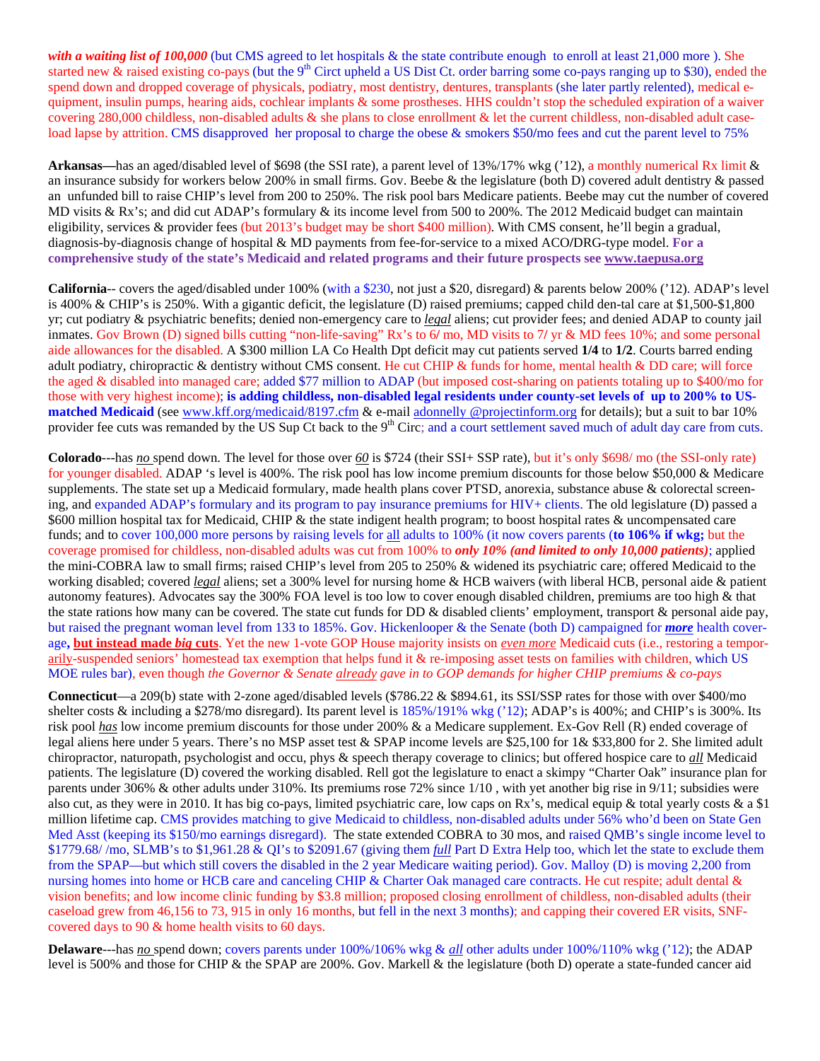***with a waiting list of 100,000*** (but CMS agreed to let hospitals & the state contribute enough to enroll at least 21,000 more ). She started new & raised existing co-pays (but the 9th Circt upheld a US Dist Ct. order barring some co-pays ranging up to $30), ended the spend down and dropped coverage of physicals, podiatry, most dentistry, dentures, transplants (she later partly relented), medical e-quipment, insulin pumps, hearing aids, cochlear implants & some prostheses. HHS couldn't stop the scheduled expiration of a waiver covering 280,000 childless, non-disabled adults & she plans to close enrollment & let the current childless, non-disabled adult case-load lapse by attrition. CMS disapproved her proposal to charge the obese & smokers $50/mo fees and cut the parent level to 75%

**Arkansas—**has an aged/disabled level of $698 (the SSI rate), a parent level of 13%/17% wkg ('12), a monthly numerical Rx limit & an insurance subsidy for workers below 200% in small firms. Gov. Beebe & the legislature (both D) covered adult dentistry & passed an unfunded bill to raise CHIP's level from 200 to 250%. The risk pool bars Medicare patients. Beebe may cut the number of covered MD visits & Rx's; and did cut ADAP's formulary & its income level from 500 to 200%. The 2012 Medicaid budget can maintain eligibility, services & provider fees (but 2013's budget may be short $400 million). With CMS consent, he'll begin a gradual, diagnosis-by-diagnosis change of hospital & MD payments from fee-for-service to a mixed ACO/DRG-type model. **For a comprehensive study of the state's Medicaid and related programs and their future prospects see www.taepusa.org**

**California**-- covers the aged/disabled under 100% (with a $230, not just a $20, disregard) & parents below 200% ('12). ADAP's level is 400% & CHIP's is 250%. With a gigantic deficit, the legislature (D) raised premiums; capped child den-tal care at $1,500-$1,800 yr; cut podiatry & psychiatric benefits; denied non-emergency care to *legal* aliens; cut provider fees; and denied ADAP to county jail inmates. Gov Brown (D) signed bills cutting "non-life-saving" Rx's to 6/ mo, MD visits to 7/ yr & MD fees 10%; and some personal aide allowances for the disabled. A $300 million LA Co Health Dpt deficit may cut patients served **1/4** to **1/2**. Courts barred ending adult podiatry, chiropractic & dentistry without CMS consent. He cut CHIP & funds for home, mental health & DD care; will force the aged & disabled into managed care; added $77 million to ADAP (but imposed cost-sharing on patients totaling up to $400/mo for those with very highest income); **is adding childless, non-disabled legal residents under county-set levels of up to 200% to US-matched Medicaid** (see www.kff.org/medicaid/8197.cfm & e-mail adonnelly @projectinform.org for details); but a suit to bar 10% provider fee cuts was remanded by the US Sup Ct back to the 9th Circ; and a court settlement saved much of adult day care from cuts.

**Colorado**---has *no* spend down. The level for those over *60* is $724 (their SSI+ SSP rate), but it's only $698/ mo (the SSI-only rate) for younger disabled. ADAP 's level is 400%. The risk pool has low income premium discounts for those below $50,000 & Medicare supplements. The state set up a Medicaid formulary, made health plans cover PTSD, anorexia, substance abuse & colorectal screen-ing, and expanded ADAP's formulary and its program to pay insurance premiums for HIV+ clients. The old legislature (D) passed a $600 million hospital tax for Medicaid, CHIP & the state indigent health program; to boost hospital rates & uncompensated care funds; and to cover 100,000 more persons by raising levels for all adults to 100% (it now covers parents (**to 106% if wkg;** but the coverage promised for childless, non-disabled adults was cut from 100% to ***only 10% (and limited to only 10,000 patients)***; applied the mini-COBRA law to small firms; raised CHIP's level from 205 to 250% & widened its psychiatric care; offered Medicaid to the working disabled; covered *legal* aliens; set a 300% level for nursing home & HCB waivers (with liberal HCB, personal aide & patient autonomy features). Advocates say the 300% FOA level is too low to cover enough disabled children, premiums are too high & that the state rations how many can be covered. The state cut funds for DD & disabled clients' employment, transport & personal aide pay, but raised the pregnant woman level from 133 to 185%. Gov. Hickenlooper & the Senate (both D) campaigned for ***more*** health cover-age**, but instead made *big* cuts**. Yet the new 1-vote GOP House majority insists on *even more* Medicaid cuts (i.e., restoring a tempor-arily-suspended seniors' homestead tax exemption that helps fund it & re-imposing asset tests on families with children, which US MOE rules bar), even though *the Governor & Senate already gave in to GOP demands for higher CHIP premiums & co-pays*

**Connecticut**—a 209(b) state with 2-zone aged/disabled levels ($786.22 & $894.61, its SSI/SSP rates for those with over $400/mo shelter costs & including a $278/mo disregard). Its parent level is 185%/191% wkg ('12); ADAP's is 400%; and CHIP's is 300%. Its risk pool ***has*** low income premium discounts for those under 200% & a Medicare supplement. Ex-Gov Rell (R) ended coverage of legal aliens here under 5 years. There's no MSP asset test & SPAP income levels are $25,100 for 1& $33,800 for 2. She limited adult chiropractor, naturopath, psychologist and occu, phys & speech therapy coverage to clinics; but offered hospice care to *all* Medicaid patients. The legislature (D) covered the working disabled. Rell got the legislature to enact a skimpy "Charter Oak" insurance plan for parents under 306% & other adults under 310%. Its premiums rose 72% since 1/10 , with yet another big rise in 9/11; subsidies were also cut, as they were in 2010. It has big co-pays, limited psychiatric care, low caps on Rx's, medical equip & total yearly costs & a $1 million lifetime cap. CMS provides matching to give Medicaid to childless, non-disabled adults under 56% who'd been on State Gen Med Asst (keeping its $150/mo earnings disregard). The state extended COBRA to 30 mos, and raised QMB's single income level to $1779.68/ /mo, SLMB's to $1,961.28 & QI's to $2091.67 (giving them *full* Part D Extra Help too, which let the state to exclude them from the SPAP—but which still covers the disabled in the 2 year Medicare waiting period). Gov. Malloy (D) is moving 2,200 from nursing homes into home or HCB care and canceling CHIP & Charter Oak managed care contracts. He cut respite; adult dental & vision benefits; and low income clinic funding by $3.8 million; proposed closing enrollment of childless, non-disabled adults (their caseload grew from 46,156 to 73, 915 in only 16 months, but fell in the next 3 months); and capping their covered ER visits, SNF-covered days to 90 & home health visits to 60 days.

**Delaware**---has *no* spend down; covers parents under 100%/106% wkg & *all* other adults under 100%/110% wkg ('12); the ADAP level is 500% and those for CHIP & the SPAP are 200%. Gov. Markell & the legislature (both D) operate a state-funded cancer aid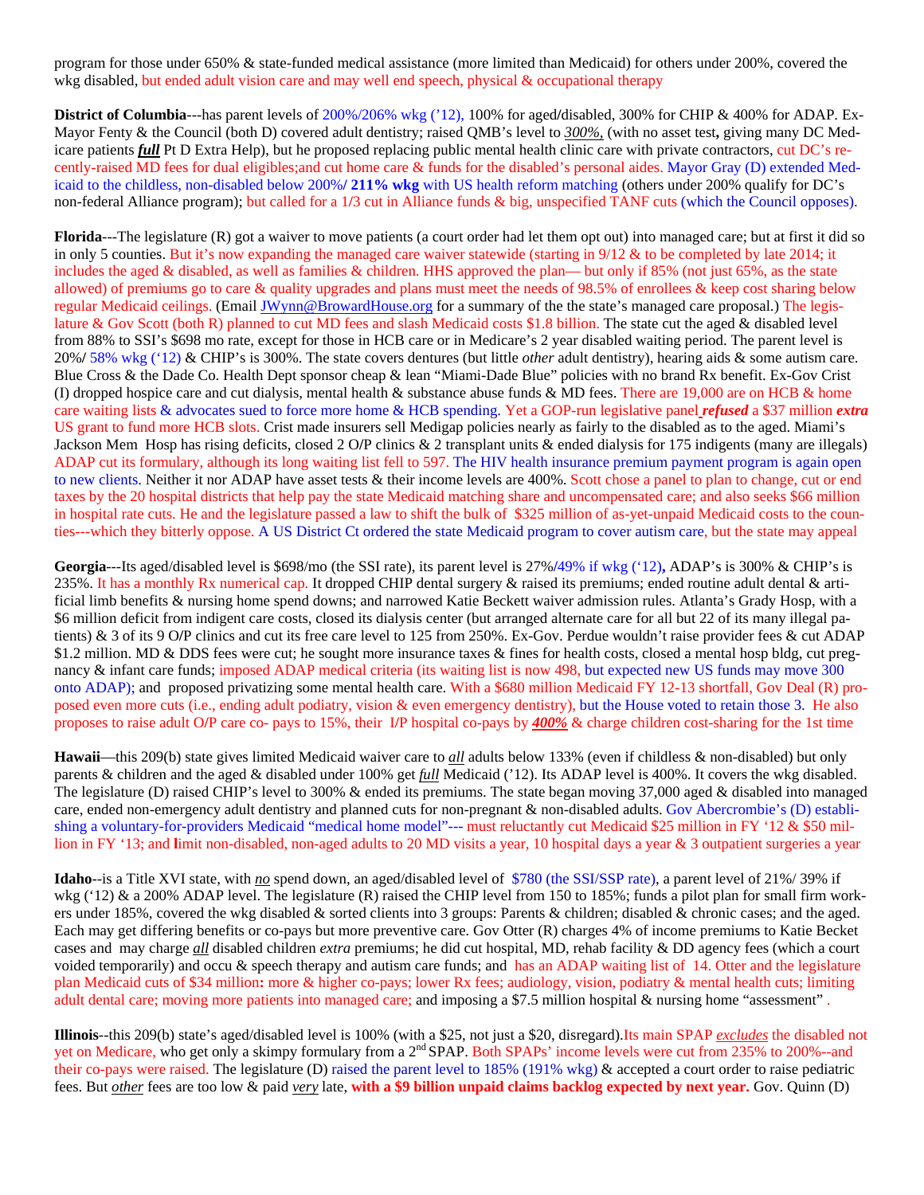program for those under 650% & state-funded medical assistance (more limited than Medicaid) for others under 200%, covered the wkg disabled, but ended adult vision care and may well end speech, physical & occupational therapy

**District of Columbia**---has parent levels of 200%/206% wkg ('12), 100% for aged/disabled, 300% for CHIP & 400% for ADAP. Ex-Mayor Fenty & the Council (both D) covered adult dentistry; raised QMB's level to ***300%,*** (with no asset test**,** giving many DC Medicare patients ***full*** Pt D Extra Help), but he proposed replacing public mental health clinic care with private contractors, cut DC's recently-raised MD fees for dual eligibles;and cut home care & funds for the disabled's personal aides. Mayor Gray (D) extended Medicaid to the childless, non-disabled below 200%/ **211% wkg** with US health reform matching (others under 200% qualify for DC's non-federal Alliance program); but called for a 1/3 cut in Alliance funds & big, unspecified TANF cuts (which the Council opposes).

**Florida**---The legislature (R) got a waiver to move patients (a court order had let them opt out) into managed care; but at first it did so in only 5 counties. But it's now expanding the managed care waiver statewide (starting in 9/12 & to be completed by late 2014; it includes the aged & disabled, as well as families & children. HHS approved the plan— but only if 85% (not just 65%, as the state allowed) of premiums go to care & quality upgrades and plans must meet the needs of 98.5% of enrollees & keep cost sharing below regular Medicaid ceilings. (Email JWynn@BrowardHouse.org for a summary of the the state's managed care proposal.) The legislature & Gov Scott (both R) planned to cut MD fees and slash Medicaid costs $1.8 billion. The state cut the aged & disabled level from 88% to SSI's $698 mo rate, except for those in HCB care or in Medicare's 2 year disabled waiting period. The parent level is 20%/ 58% wkg ('12) & CHIP's is 300%. The state covers dentures (but little *other* adult dentistry), hearing aids & some autism care. Blue Cross & the Dade Co. Health Dept sponsor cheap & lean "Miami-Dade Blue" policies with no brand Rx benefit. Ex-Gov Crist (I) dropped hospice care and cut dialysis, mental health & substance abuse funds & MD fees. There are 19,000 are on HCB & home care waiting lists & advocates sued to force more home & HCB spending. Yet a GOP-run legislative panel ***refused*** a $37 million ***extra*** US grant to fund more HCB slots. Crist made insurers sell Medigap policies nearly as fairly to the disabled as to the aged. Miami's Jackson Mem Hosp has rising deficits, closed 2 O/P clinics & 2 transplant units & ended dialysis for 175 indigents (many are illegals) ADAP cut its formulary, although its long waiting list fell to 597. The HIV health insurance premium payment program is again open to new clients. Neither it nor ADAP have asset tests & their income levels are 400%. Scott chose a panel to plan to change, cut or end taxes by the 20 hospital districts that help pay the state Medicaid matching share and uncompensated care; and also seeks $66 million in hospital rate cuts. He and the legislature passed a law to shift the bulk of $325 million of as-yet-unpaid Medicaid costs to the counties---which they bitterly oppose. A US District Ct ordered the state Medicaid program to cover autism care, but the state may appeal

**Georgia**---Its aged/disabled level is $698/mo (the SSI rate), its parent level is 27%/49% if wkg ('12)**,** ADAP's is 300% & CHIP's is 235%. It has a monthly Rx numerical cap. It dropped CHIP dental surgery & raised its premiums; ended routine adult dental & artificial limb benefits & nursing home spend downs; and narrowed Katie Beckett waiver admission rules. Atlanta's Grady Hosp, with a $6 million deficit from indigent care costs, closed its dialysis center (but arranged alternate care for all but 22 of its many illegal patients) & 3 of its 9 O/P clinics and cut its free care level to 125 from 250%. Ex-Gov. Perdue wouldn't raise provider fees & cut ADAP $1.2 million. MD & DDS fees were cut; he sought more insurance taxes & fines for health costs, closed a mental hosp bldg, cut pregnancy & infant care funds; imposed ADAP medical criteria (its waiting list is now 498, but expected new US funds may move 300 onto ADAP); and proposed privatizing some mental health care. With a $680 million Medicaid FY 12-13 shortfall, Gov Deal (R) proposed even more cuts (i.e., ending adult podiatry, vision & even emergency dentistry), but the House voted to retain those 3. He also proposes to raise adult O/P care co- pays to 15%, their I/P hospital co-pays by ***400%*** & charge children cost-sharing for the 1st time

**Hawaii**—this 209(b) state gives limited Medicaid waiver care to ***all*** adults below 133% (even if childless & non-disabled) but only parents & children and the aged & disabled under 100% get ***full*** Medicaid ('12). Its ADAP level is 400%. It covers the wkg disabled. The legislature (D) raised CHIP's level to 300% & ended its premiums. The state began moving 37,000 aged & disabled into managed care, ended non-emergency adult dentistry and planned cuts for non-pregnant & non-disabled adults. Gov Abercrombie's (D) establishing a voluntary-for-providers Medicaid "medical home model"--- must reluctantly cut Medicaid $25 million in FY '12 & $50 million in FY '13; and **l**imit non-disabled, non-aged adults to 20 MD visits a year, 10 hospital days a year & 3 outpatient surgeries a year

**Idaho**--is a Title XVI state, with ***no*** spend down, an aged/disabled level of $780 (the SSI/SSP rate), a parent level of 21%/ 39% if wkg ('12) & a 200% ADAP level. The legislature (R) raised the CHIP level from 150 to 185%; funds a pilot plan for small firm workers under 185%, covered the wkg disabled & sorted clients into 3 groups: Parents & children; disabled & chronic cases; and the aged. Each may get differing benefits or co-pays but more preventive care. Gov Otter (R) charges 4% of income premiums to Katie Becket cases and may charge ***all*** disabled children *extra* premiums; he did cut hospital, MD, rehab facility & DD agency fees (which a court voided temporarily) and occu & speech therapy and autism care funds; and has an ADAP waiting list of 14. Otter and the legislature plan Medicaid cuts of $34 million**:** more & higher co-pays; lower Rx fees; audiology, vision, podiatry & mental health cuts; limiting adult dental care; moving more patients into managed care; and imposing a $7.5 million hospital & nursing home "assessment" .

**Illinois**--this 209(b) state's aged/disabled level is 100% (with a $25, not just a $20, disregard).Its main SPAP *excludes* the disabled not yet on Medicare, who get only a skimpy formulary from a 2nd SPAP. Both SPAPs' income levels were cut from 235% to 200%--and their co-pays were raised. The legislature (D) raised the parent level to 185% (191% wkg) & accepted a court order to raise pediatric fees. But *other* fees are too low & paid ***very*** late, **with a $9 billion unpaid claims backlog expected by next year.** Gov. Quinn (D)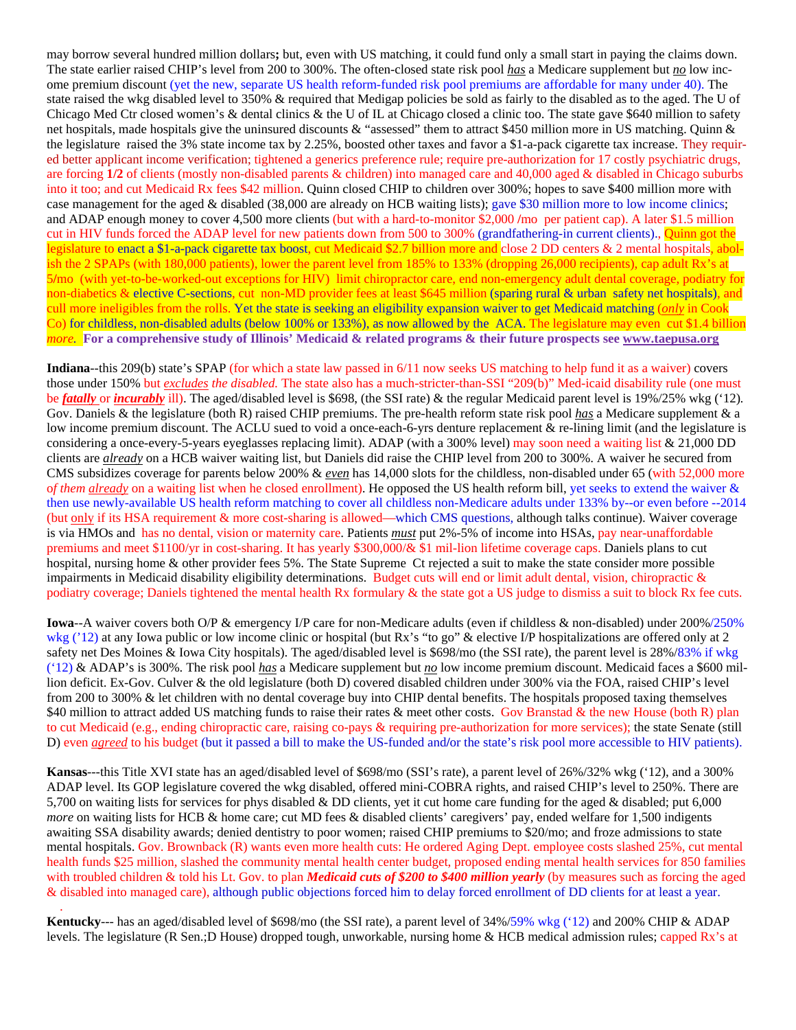may borrow several hundred million dollars**;** but, even with US matching, it could fund only a small start in paying the claims down. The state earlier raised CHIP's level from 200 to 300%. The often-closed state risk pool ***has*** a Medicare supplement but ***no*** low income premium discount (yet the new, separate US health reform-funded risk pool premiums are affordable for many under 40). The state raised the wkg disabled level to 350% & required that Medigap policies be sold as fairly to the disabled as to the aged. The U of Chicago Med Ctr closed women's & dental clinics & the U of IL at Chicago closed a clinic too. The state gave $640 million to safety net hospitals, made hospitals give the uninsured discounts & "assessed" them to attract $450 million more in US matching. Quinn & the legislature raised the 3% state income tax by 2.25%, boosted other taxes and favor a $1-a-pack cigarette tax increase. They required better applicant income verification; tightened a generics preference rule; require pre-authorization for 17 costly psychiatric drugs, are forcing **1/2** of clients (mostly non-disabled parents & children) into managed care and 40,000 aged & disabled in Chicago suburbs into it too; and cut Medicaid Rx fees $42 million. Quinn closed CHIP to children over 300%; hopes to save $400 million more with case management for the aged & disabled (38,000 are already on HCB waiting lists); gave $30 million more to low income clinics; and ADAP enough money to cover 4,500 more clients (but with a hard-to-monitor $2,000 /mo per patient cap). A later $1.5 million cut in HIV funds forced the ADAP level for new patients down from 500 to 300% (grandfathering-in current clients)., Quinn got the legislature to enact a $1-a-pack cigarette tax boost, cut Medicaid $2.7 billion more and close 2 DD centers & 2 mental hospitals, abolish the 2 SPAPs (with 180,000 patients), lower the parent level from 185% to 133% (dropping 26,000 recipients), cap adult Rx's at 5/mo (with yet-to-be-worked-out exceptions for HIV) limit chiropractor care, end non-emergency adult dental coverage, podiatry for non-diabetics & elective C-sections, cut non-MD provider fees at least $645 million (sparing rural & urban safety net hospitals), and cull more ineligibles from the rolls. Yet the state is seeking an eligibility expansion waiver to get Medicaid matching (*only* in Cook Co) for childless, non-disabled adults (below 100% or 133%), as now allowed by the ACA. The legislature may even cut $1.4 billion *more*. **For a comprehensive study of Illinois' Medicaid & related programs & their future prospects see www.taepusa.org**

**Indiana**--this 209(b) state's SPAP (for which a state law passed in 6/11 now seeks US matching to help fund it as a waiver) covers those under 150% but *excludes the disabled.* The state also has a much-stricter-than-SSI "209(b)" Med-icaid disability rule (one must be ***fatally*** or ***incurably*** ill). The aged/disabled level is $698, (the SSI rate) & the regular Medicaid parent level is 19%/25% wkg ('12). Gov. Daniels & the legislature (both R) raised CHIP premiums. The pre-health reform state risk pool ***has*** a Medicare supplement & a low income premium discount. The ACLU sued to void a once-each-6-yrs denture replacement & re-lining limit (and the legislature is considering a once-every-5-years eyeglasses replacing limit). ADAP (with a 300% level) may soon need a waiting list & 21,000 DD clients are ***already*** on a HCB waiver waiting list, but Daniels did raise the CHIP level from 200 to 300%. A waiver he secured from CMS subsidizes coverage for parents below 200% & ***even*** has 14,000 slots for the childless, non-disabled under 65 (with 52,000 more of them ***already*** on a waiting list when he closed enrollment). He opposed the US health reform bill, yet seeks to extend the waiver & then use newly-available US health reform matching to cover all childless non-Medicare adults under 133% by--or even before --2014 (but only if its HSA requirement & more cost-sharing is allowed—which CMS questions, although talks continue). Waiver coverage is via HMOs and has no dental, vision or maternity care. Patients ***must*** put 2%-5% of income into HSAs, pay near-unaffordable premiums and meet $1100/yr in cost-sharing. It has yearly $300,000/& $1 mil-lion lifetime coverage caps. Daniels plans to cut hospital, nursing home & other provider fees 5%. The State Supreme Ct rejected a suit to make the state consider more possible impairments in Medicaid disability eligibility determinations. Budget cuts will end or limit adult dental, vision, chiropractic & podiatry coverage; Daniels tightened the mental health Rx formulary & the state got a US judge to dismiss a suit to block Rx fee cuts.

**Iowa**--A waiver covers both O/P & emergency I/P care for non-Medicare adults (even if childless & non-disabled) under 200%/250% wkg ('12) at any Iowa public or low income clinic or hospital (but Rx's "to go" & elective I/P hospitalizations are offered only at 2 safety net Des Moines & Iowa City hospitals). The aged/disabled level is $698/mo (the SSI rate), the parent level is 28%/83% if wkg ('12) & ADAP's is 300%. The risk pool ***has*** a Medicare supplement but ***no*** low income premium discount. Medicaid faces a $600 mil-lion deficit. Ex-Gov. Culver & the old legislature (both D) covered disabled children under 300% via the FOA, raised CHIP's level from 200 to 300% & let children with no dental coverage buy into CHIP dental benefits. The hospitals proposed taxing themselves $40 million to attract added US matching funds to raise their rates & meet other costs. Gov Branstad & the new House (both R) plan to cut Medicaid (e.g., ending chiropractic care, raising co-pays & requiring pre-authorization for more services); the state Senate (still D) even ***agreed*** to his budget (but it passed a bill to make the US-funded and/or the state's risk pool more accessible to HIV patients).

**Kansas**---this Title XVI state has an aged/disabled level of $698/mo (SSI's rate), a parent level of 26%/32% wkg ('12), and a 300% ADAP level. Its GOP legislature covered the wkg disabled, offered mini-COBRA rights, and raised CHIP's level to 250%. There are 5,700 on waiting lists for services for phys disabled & DD clients, yet it cut home care funding for the aged & disabled; put 6,000 *more* on waiting lists for HCB & home care; cut MD fees & disabled clients' caregivers' pay, ended welfare for 1,500 indigents awaiting SSA disability awards; denied dentistry to poor women; raised CHIP premiums to $20/mo; and froze admissions to state mental hospitals. Gov. Brownback (R) wants even more health cuts: He ordered Aging Dept. employee costs slashed 25%, cut mental health funds $25 million, slashed the community mental health center budget, proposed ending mental health services for 850 families with troubled children & told his Lt. Gov. to plan ***Medicaid cuts of $200 to $400 million yearly*** (by measures such as forcing the aged & disabled into managed care), although public objections forced him to delay forced enrollment of DD clients for at least a year.

**Kentucky**--- has an aged/disabled level of $698/mo (the SSI rate), a parent level of 34%/59% wkg ('12) and 200% CHIP & ADAP levels. The legislature (R Sen.;D House) dropped tough, unworkable, nursing home & HCB medical admission rules; capped Rx's at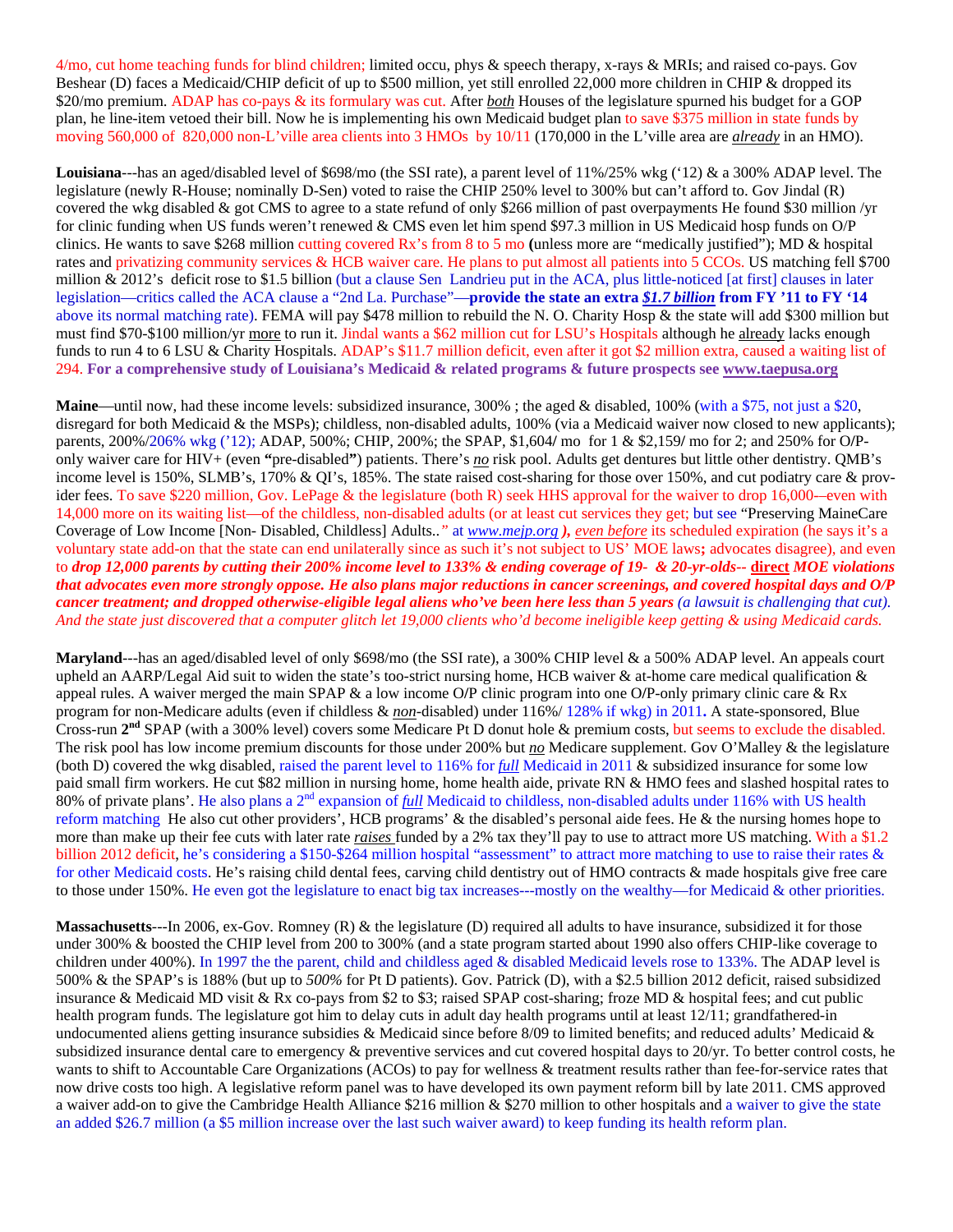4/mo, cut home teaching funds for blind children; limited occu, phys & speech therapy, x-rays & MRIs; and raised co-pays. Gov Beshear (D) faces a Medicaid/CHIP deficit of up to $500 million, yet still enrolled 22,000 more children in CHIP & dropped its $20/mo premium. ADAP has co-pays & its formulary was cut. After *both* Houses of the legislature spurned his budget for a GOP plan, he line-item vetoed their bill. Now he is implementing his own Medicaid budget plan to save $375 million in state funds by moving 560,000 of 820,000 non-L'ville area clients into 3 HMOs by 10/11 (170,000 in the L'ville area are *already* in an HMO).

**Louisiana**---has an aged/disabled level of $698/mo (the SSI rate), a parent level of 11%/25% wkg ('12) & a 300% ADAP level. The legislature (newly R-House; nominally D-Sen) voted to raise the CHIP 250% level to 300% but can't afford to. Gov Jindal (R) covered the wkg disabled & got CMS to agree to a state refund of only $266 million of past overpayments He found $30 million /yr for clinic funding when US funds weren't renewed & CMS even let him spend $97.3 million in US Medicaid hosp funds on O/P clinics. He wants to save $268 million cutting covered Rx's from 8 to 5 mo (unless more are "medically justified"); MD & hospital rates and privatizing community services & HCB waiver care. He plans to put almost all patients into 5 CCOs. US matching fell $700 million & 2012's deficit rose to $1.5 billion (but a clause Sen Landrieu put in the ACA, plus little-noticed [at first] clauses in later legislation—critics called the ACA clause a "2nd La. Purchase"—**provide the state an extra *$1.7 billion* from FY '11 to FY '14** above its normal matching rate). FEMA will pay $478 million to rebuild the N. O. Charity Hosp & the state will add $300 million but must find $70-$100 million/yr more to run it. Jindal wants a $62 million cut for LSU's Hospitals although he already lacks enough funds to run 4 to 6 LSU & Charity Hospitals. ADAP's $11.7 million deficit, even after it got $2 million extra, caused a waiting list of 294. **For a comprehensive study of Louisiana's Medicaid & related programs & future prospects see www.taepusa.org**

**Maine**—until now, had these income levels: subsidized insurance, 300% ; the aged & disabled, 100% (with a $75, not just a $20, disregard for both Medicaid & the MSPs); childless, non-disabled adults, 100% (via a Medicaid waiver now closed to new applicants); parents, 200%/206% wkg ('12); ADAP, 500%; CHIP, 200%; the SPAP, $1,604/ mo for 1 & $2,159/ mo for 2; and 250% for O/P-only waiver care for HIV+ (even "pre-disabled") patients. There's *no* risk pool. Adults get dentures but little other dentistry. QMB's income level is 150%, SLMB's, 170% & QI's, 185%. The state raised cost-sharing for those over 150%, and cut podiatry care & provider fees. To save $220 million, Gov. LePage & the legislature (both R) seek HHS approval for the waiver to drop 16,000—even with 14,000 more on its waiting list—of the childless, non-disabled adults (or at least cut services they get; but see "Preserving MaineCare Coverage of Low Income [Non- Disabled, Childless] Adults.." at *www.mejp.org* ), *even before* its scheduled expiration (he says it's a voluntary state add-on that the state can end unilaterally since as such it's not subject to US' MOE laws; advocates disagree), and even to ***drop 12,000 parents by cutting their 200% income level to 133% & ending coverage of 19- & 20-yr-olds-- direct MOE violations that advocates even more strongly oppose. He also plans major reductions in cancer screenings, and covered hospital days and O/P cancer treatment; and dropped otherwise-eligible legal aliens who've been here less than 5 years*** *(a lawsuit is challenging that cut). And the state just discovered that a computer glitch let 19,000 clients who'd become ineligible keep getting & using Medicaid cards.*

**Maryland**---has an aged/disabled level of only $698/mo (the SSI rate), a 300% CHIP level & a 500% ADAP level. An appeals court upheld an AARP/Legal Aid suit to widen the state's too-strict nursing home, HCB waiver & at-home care medical qualification & appeal rules. A waiver merged the main SPAP & a low income O/P clinic program into one O/P-only primary clinic care & Rx program for non-Medicare adults (even if childless & *non*-disabled) under 116%/ 128% if wkg) in 2011**.** A state-sponsored, Blue Cross-run **2nd** SPAP (with a 300% level) covers some Medicare Pt D donut hole & premium costs, but seems to exclude the disabled. The risk pool has low income premium discounts for those under 200% but *no* Medicare supplement. Gov O'Malley & the legislature (both D) covered the wkg disabled, raised the parent level to 116% for *full* Medicaid in 2011 & subsidized insurance for some low paid small firm workers. He cut $82 million in nursing home, home health aide, private RN & HMO fees and slashed hospital rates to 80% of private plans'. He also plans a 2nd expansion of *full* Medicaid to childless, non-disabled adults under 116% with US health reform matching He also cut other providers', HCB programs' & the disabled's personal aide fees. He & the nursing homes hope to more than make up their fee cuts with later rate *raises* funded by a 2% tax they'll pay to use to attract more US matching. With a $1.2 billion 2012 deficit, he's considering a $150-$264 million hospital "assessment" to attract more matching to use to raise their rates & for other Medicaid costs. He's raising child dental fees, carving child dentistry out of HMO contracts & made hospitals give free care to those under 150%. He even got the legislature to enact big tax increases---mostly on the wealthy—for Medicaid & other priorities.

**Massachusetts**---In 2006, ex-Gov. Romney (R) & the legislature (D) required all adults to have insurance, subsidized it for those under 300% & boosted the CHIP level from 200 to 300% (and a state program started about 1990 also offers CHIP-like coverage to children under 400%). In 1997 the the parent, child and childless aged & disabled Medicaid levels rose to 133%. The ADAP level is 500% & the SPAP's is 188% (but up to *500%* for Pt D patients). Gov. Patrick (D), with a $2.5 billion 2012 deficit, raised subsidized insurance & Medicaid MD visit & Rx co-pays from $2 to $3; raised SPAP cost-sharing; froze MD & hospital fees; and cut public health program funds. The legislature got him to delay cuts in adult day health programs until at least 12/11; grandfathered-in undocumented aliens getting insurance subsidies & Medicaid since before 8/09 to limited benefits; and reduced adults' Medicaid & subsidized insurance dental care to emergency & preventive services and cut covered hospital days to 20/yr. To better control costs, he wants to shift to Accountable Care Organizations (ACOs) to pay for wellness & treatment results rather than fee-for-service rates that now drive costs too high. A legislative reform panel was to have developed its own payment reform bill by late 2011. CMS approved a waiver add-on to give the Cambridge Health Alliance $216 million & $270 million to other hospitals and a waiver to give the state an added $26.7 million (a $5 million increase over the last such waiver award) to keep funding its health reform plan.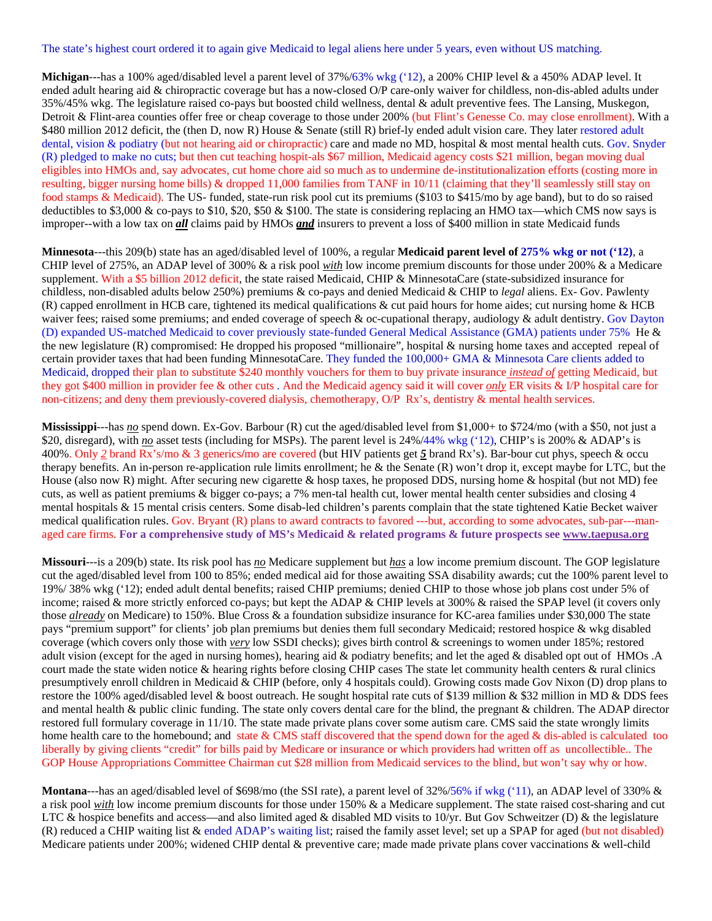The state's highest court ordered it to again give Medicaid to legal aliens here under 5 years, even without US matching.

**Michigan**---has a 100% aged/disabled level a parent level of 37%/63% wkg ('12), a 200% CHIP level & a 450% ADAP level. It ended adult hearing aid & chiropractic coverage but has a now-closed O/P care-only waiver for childless, non-dis-abled adults under 35%/45% wkg. The legislature raised co-pays but boosted child wellness, dental & adult preventive fees. The Lansing, Muskegon, Detroit & Flint-area counties offer free or cheap coverage to those under 200% (but Flint's Genesse Co. may close enrollment). With a $480 million 2012 deficit, the (then D, now R) House & Senate (still R) brief-ly ended adult vision care. They later restored adult dental, vision & podiatry (but not hearing aid or chiropractic) care and made no MD, hospital & most mental health cuts. Gov. Snyder (R) pledged to make no cuts; but then cut teaching hospit-als $67 million, Medicaid agency costs $21 million, began moving dual eligibles into HMOs and, say advocates, cut home chore aid so much as to undermine de-institutionalization efforts (costing more in resulting, bigger nursing home bills) & dropped 11,000 families from TANF in 10/11 (claiming that they'll seamlessly still stay on food stamps & Medicaid). The US- funded, state-run risk pool cut its premiums ($103 to $415/mo by age band), but to do so raised deductibles to $3,000 & co-pays to $10, $20, $50 & $100. The state is considering replacing an HMO tax—which CMS now says is improper--with a low tax on ***all*** claims paid by HMOs ***and*** insurers to prevent a loss of $400 million in state Medicaid funds

**Minnesota**---this 209(b) state has an aged/disabled level of 100%, a regular **Medicaid parent level of 275% wkg or not ('12)**, a CHIP level of 275%, an ADAP level of 300% & a risk pool *with* low income premium discounts for those under 200% & a Medicare supplement. With a $5 billion 2012 deficit, the state raised Medicaid, CHIP & MinnesotaCare (state-subsidized insurance for childless, non-disabled adults below 250%) premiums & co-pays and denied Medicaid & CHIP to *legal* aliens. Ex- Gov. Pawlenty (R) capped enrollment in HCB care, tightened its medical qualifications & cut paid hours for home aides; cut nursing home & HCB waiver fees; raised some premiums; and ended coverage of speech & oc-cupational therapy, audiology & adult dentistry. Gov Dayton (D) expanded US-matched Medicaid to cover previously state-funded General Medical Assistance (GMA) patients under 75% He & the new legislature (R) compromised: He dropped his proposed "millionaire", hospital & nursing home taxes and accepted repeal of certain provider taxes that had been funding MinnesotaCare. They funded the 100,000+ GMA & Minnesota Care clients added to Medicaid, dropped their plan to substitute $240 monthly vouchers for them to buy private insurance ***instead of*** getting Medicaid, but they got $400 million in provider fee & other cuts . And the Medicaid agency said it will cover ***only*** ER visits & I/P hospital care for non-citizens; and deny them previously-covered dialysis, chemotherapy, O/P Rx's, dentistry & mental health services.

**Mississippi**---has ***no*** spend down. Ex-Gov. Barbour (R) cut the aged/disabled level from $1,000+ to $724/mo (with a $50, not just a $20, disregard), with ***no*** asset tests (including for MSPs). The parent level is 24%/44% wkg ('12), CHIP's is 200% & ADAP's is 400%. Only ***2*** brand Rx's/mo & 3 generics/mo are covered (but HIV patients get ***5*** brand Rx's). Bar-bour cut phys, speech & occu therapy benefits. An in-person re-application rule limits enrollment; he & the Senate (R) won't drop it, except maybe for LTC, but the House (also now R) might. After securing new cigarette & hosp taxes, he proposed DDS, nursing home & hospital (but not MD) fee cuts, as well as patient premiums & bigger co-pays; a 7% men-tal health cut, lower mental health center subsidies and closing 4 mental hospitals & 15 mental crisis centers. Some disab-led children's parents complain that the state tightened Katie Becket waiver medical qualification rules. Gov. Bryant (R) plans to award contracts to favored ---but, according to some advocates, sub-par---man-aged care firms. **For a comprehensive study of MS's Medicaid & related programs & future prospects see www.taepusa.org**

**Missouri**---is a 209(b) state. Its risk pool has ***no*** Medicare supplement but ***has*** a low income premium discount. The GOP legislature cut the aged/disabled level from 100 to 85%; ended medical aid for those awaiting SSA disability awards; cut the 100% parent level to 19%/ 38% wkg ('12); ended adult dental benefits; raised CHIP premiums; denied CHIP to those whose job plans cost under 5% of income; raised & more strictly enforced co-pays; but kept the ADAP & CHIP levels at 300% & raised the SPAP level (it covers only those ***already*** on Medicare) to 150%. Blue Cross & a foundation subsidize insurance for KC-area families under $30,000 The state pays "premium support" for clients' job plan premiums but denies them full secondary Medicaid; restored hospice & wkg disabled coverage (which covers only those with ***very*** low SSDI checks); gives birth control & screenings to women under 185%; restored adult vision (except for the aged in nursing homes), hearing aid & podiatry benefits; and let the aged & disabled opt out of HMOs .A court made the state widen notice & hearing rights before closing CHIP cases The state let community health centers & rural clinics presumptively enroll children in Medicaid & CHIP (before, only 4 hospitals could). Growing costs made Gov Nixon (D) drop plans to restore the 100% aged/disabled level & boost outreach. He sought hospital rate cuts of $139 million & $32 million in MD & DDS fees and mental health & public clinic funding. The state only covers dental care for the blind, the pregnant & children. The ADAP director restored full formulary coverage in 11/10. The state made private plans cover some autism care. CMS said the state wrongly limits home health care to the homebound; and state & CMS staff discovered that the spend down for the aged & dis-abled is calculated too liberally by giving clients "credit" for bills paid by Medicare or insurance or which providers had written off as uncollectible.. The GOP House Appropriations Committee Chairman cut $28 million from Medicaid services to the blind, but won't say why or how.

**Montana**---has an aged/disabled level of $698/mo (the SSI rate), a parent level of 32%/56% if wkg ('11), an ADAP level of 330% & a risk pool *with* low income premium discounts for those under 150% & a Medicare supplement. The state raised cost-sharing and cut LTC & hospice benefits and access—and also limited aged & disabled MD visits to 10/yr. But Gov Schweitzer (D) & the legislature (R) reduced a CHIP waiting list & ended ADAP's waiting list; raised the family asset level; set up a SPAP for aged (but not disabled) Medicare patients under 200%; widened CHIP dental & preventive care; made made private plans cover vaccinations & well-child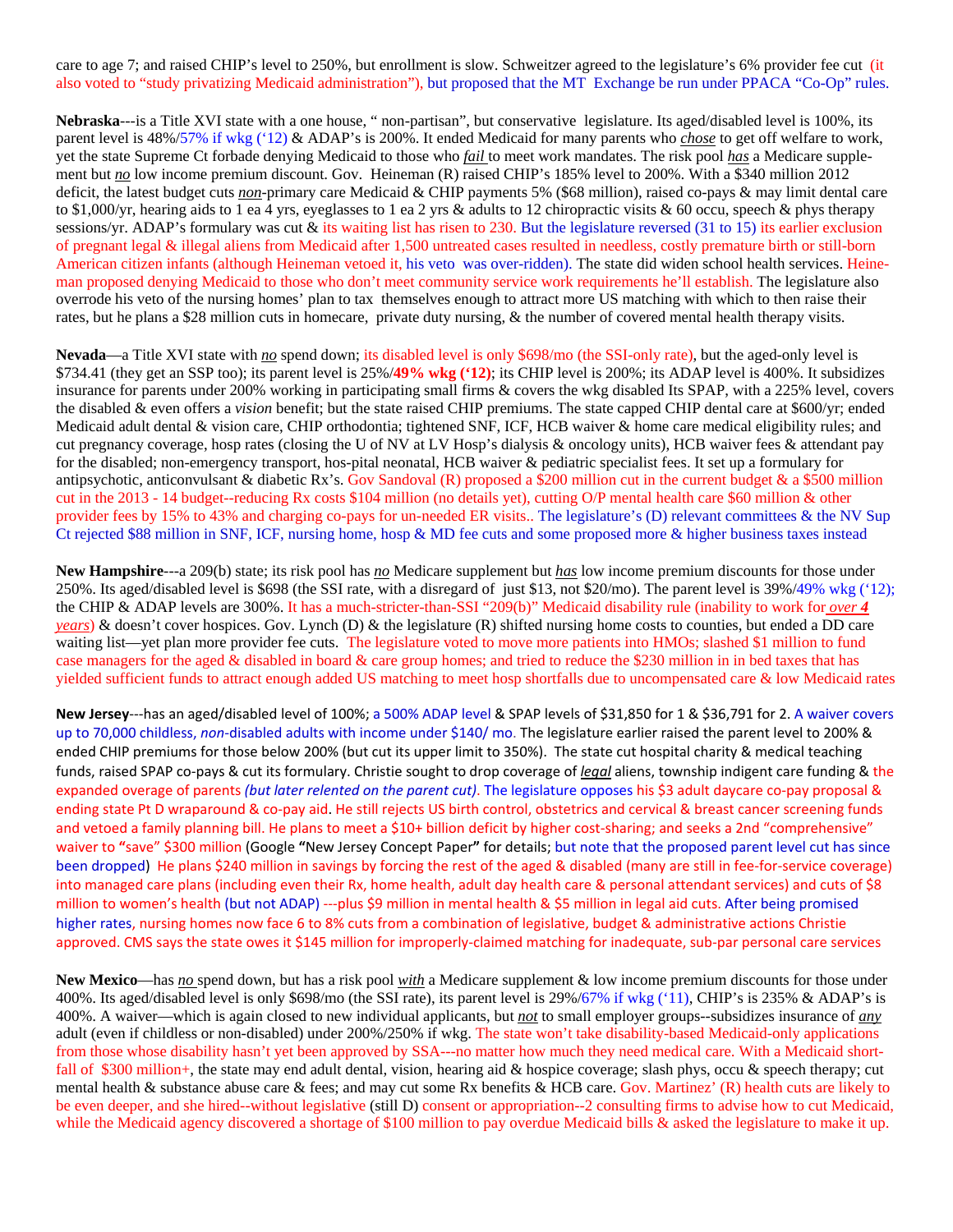care to age 7; and raised CHIP's level to 250%, but enrollment is slow. Schweitzer agreed to the legislature's 6% provider fee cut (it also voted to "study privatizing Medicaid administration"), but proposed that the MT Exchange be run under PPACA "Co-Op" rules.

**Nebraska**---is a Title XVI state with a one house, " non-partisan", but conservative legislature. Its aged/disabled level is 100%, its parent level is 48%/57% if wkg ('12) & ADAP's is 200%. It ended Medicaid for many parents who *chose* to get off welfare to work, yet the state Supreme Ct forbade denying Medicaid to those who *fail* to meet work mandates. The risk pool *has* a Medicare supplement but *no* low income premium discount. Gov. Heineman (R) raised CHIP's 185% level to 200%. With a $340 million 2012 deficit, the latest budget cuts *non*-primary care Medicaid & CHIP payments 5% ($68 million), raised co-pays & may limit dental care to $1,000/yr, hearing aids to 1 ea 4 yrs, eyeglasses to 1 ea 2 yrs & adults to 12 chiropractic visits & 60 occu, speech & phys therapy sessions/yr. ADAP's formulary was cut & its waiting list has risen to 230. But the legislature reversed (31 to 15) its earlier exclusion of pregnant legal & illegal aliens from Medicaid after 1,500 untreated cases resulted in needless, costly premature birth or still-born American citizen infants (although Heineman vetoed it, his veto was over-ridden). The state did widen school health services. Heineman proposed denying Medicaid to those who don't meet community service work requirements he'll establish. The legislature also overrode his veto of the nursing homes' plan to tax themselves enough to attract more US matching with which to then raise their rates, but he plans a $28 million cuts in homecare, private duty nursing, & the number of covered mental health therapy visits.

**Nevada**—a Title XVI state with *no* spend down; its disabled level is only $698/mo (the SSI-only rate), but the aged-only level is $734.41 (they get an SSP too); its parent level is 25%/**49% wkg ('12)**; its CHIP level is 200%; its ADAP level is 400%. It subsidizes insurance for parents under 200% working in participating small firms & covers the wkg disabled Its SPAP, with a 225% level, covers the disabled & even offers a *vision* benefit; but the state raised CHIP premiums. The state capped CHIP dental care at $600/yr; ended Medicaid adult dental & vision care, CHIP orthodontia; tightened SNF, ICF, HCB waiver & home care medical eligibility rules; and cut pregnancy coverage, hosp rates (closing the U of NV at LV Hosp's dialysis & oncology units), HCB waiver fees & attendant pay for the disabled; non-emergency transport, hos-pital neonatal, HCB waiver & pediatric specialist fees. It set up a formulary for antipsychotic, anticonvulsant & diabetic Rx's. Gov Sandoval (R) proposed a $200 million cut in the current budget & a $500 million cut in the 2013 - 14 budget--reducing Rx costs $104 million (no details yet), cutting O/P mental health care $60 million & other provider fees by 15% to 43% and charging co-pays for un-needed ER visits.. The legislature's (D) relevant committees & the NV Sup Ct rejected $88 million in SNF, ICF, nursing home, hosp & MD fee cuts and some proposed more & higher business taxes instead

**New Hampshire**---a 209(b) state; its risk pool has *no* Medicare supplement but *has* low income premium discounts for those under 250%. Its aged/disabled level is $698 (the SSI rate, with a disregard of just $13, not $20/mo). The parent level is 39%/49% wkg ('12); the CHIP & ADAP levels are 300%. It has a much-stricter-than-SSI "209(b)" Medicaid disability rule (inability to work for ***over 4*** *years*) & doesn't cover hospices. Gov. Lynch (D) & the legislature (R) shifted nursing home costs to counties, but ended a DD care waiting list—yet plan more provider fee cuts. The legislature voted to move more patients into HMOs; slashed $1 million to fund case managers for the aged & disabled in board & care group homes; and tried to reduce the $230 million in in bed taxes that has yielded sufficient funds to attract enough added US matching to meet hosp shortfalls due to uncompensated care & low Medicaid rates

**New Jersey**---has an aged/disabled level of 100%; a 500% ADAP level & SPAP levels of $31,850 for 1 & $36,791 for 2. A waiver covers up to 70,000 childless, *non*-disabled adults with income under $140/ mo. The legislature earlier raised the parent level to 200% & ended CHIP premiums for those below 200% (but cut its upper limit to 350%). The state cut hospital charity & medical teaching funds, raised SPAP co-pays & cut its formulary. Christie sought to drop coverage of *legal* aliens, township indigent care funding & the expanded overage of parents *(but later relented on the parent cut)*. The legislature opposes his $3 adult daycare co-pay proposal & ending state Pt D wraparound & co-pay aid. He still rejects US birth control, obstetrics and cervical & breast cancer screening funds and vetoed a family planning bill. He plans to meet a $10+ billion deficit by higher cost-sharing; and seeks a 2nd "comprehensive" waiver to "save" $300 million (Google "New Jersey Concept Paper" for details; but note that the proposed parent level cut has since been dropped) He plans $240 million in savings by forcing the rest of the aged & disabled (many are still in fee-for-service coverage) into managed care plans (including even their Rx, home health, adult day health care & personal attendant services) and cuts of $8 million to women's health (but not ADAP) ---plus $9 million in mental health & $5 million in legal aid cuts. After being promised higher rates, nursing homes now face 6 to 8% cuts from a combination of legislative, budget & administrative actions Christie approved. CMS says the state owes it $145 million for improperly-claimed matching for inadequate, sub-par personal care services

**New Mexico**—has *no* spend down, but has a risk pool *with* a Medicare supplement & low income premium discounts for those under 400%. Its aged/disabled level is only $698/mo (the SSI rate), its parent level is 29%/67% if wkg ('11), CHIP's is 235% & ADAP's is 400%. A waiver—which is again closed to new individual applicants, but *not* to small employer groups--subsidizes insurance of *any* adult (even if childless or non-disabled) under 200%/250% if wkg. The state won't take disability-based Medicaid-only applications from those whose disability hasn't yet been approved by SSA---no matter how much they need medical care. With a Medicaid shortfall of $300 million+, the state may end adult dental, vision, hearing aid & hospice coverage; slash phys, occu & speech therapy; cut mental health & substance abuse care & fees; and may cut some Rx benefits & HCB care. Gov. Martinez' (R) health cuts are likely to be even deeper, and she hired--without legislative (still D) consent or appropriation--2 consulting firms to advise how to cut Medicaid, while the Medicaid agency discovered a shortage of $100 million to pay overdue Medicaid bills & asked the legislature to make it up.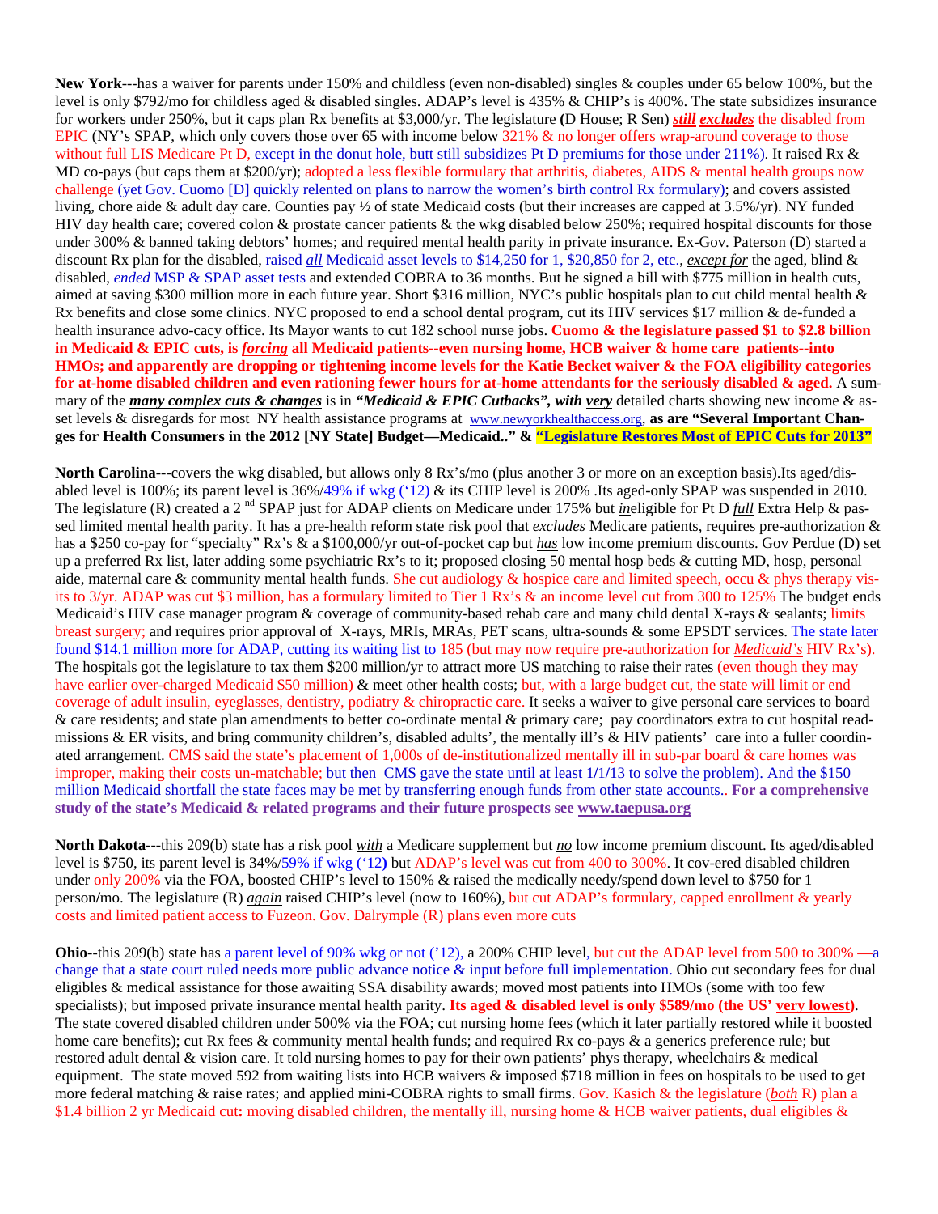**New York**---has a waiver for parents under 150% and childless (even non-disabled) singles & couples under 65 below 100%, but the level is only $792/mo for childless aged & disabled singles. ADAP's level is 435% & CHIP's is 400%. The state subsidizes insurance for workers under 250%, but it caps plan Rx benefits at $3,000/yr. The legislature **(**D House; R Sen) ***still excludes*** the disabled from EPIC (NY's SPAP, which only covers those over 65 with income below 321% & no longer offers wrap-around coverage to those without full LIS Medicare Pt D, except in the donut hole, butt still subsidizes Pt D premiums for those under 211%). It raised Rx & MD co-pays (but caps them at $200/yr); adopted a less flexible formulary that arthritis, diabetes, AIDS & mental health groups now challenge (yet Gov. Cuomo [D] quickly relented on plans to narrow the women's birth control Rx formulary); and covers assisted living, chore aide & adult day care. Counties pay ½ of state Medicaid costs (but their increases are capped at 3.5%/yr). NY funded HIV day health care; covered colon & prostate cancer patients & the wkg disabled below 250%; required hospital discounts for those under 300% & banned taking debtors' homes; and required mental health parity in private insurance. Ex-Gov. Paterson (D) started a discount Rx plan for the disabled, raised ***all*** Medicaid asset levels to $14,250 for 1, $20,850 for 2, etc., ***except for*** the aged, blind & disabled, *ended* MSP & SPAP asset tests and extended COBRA to 36 months. But he signed a bill with $775 million in health cuts, aimed at saving $300 million more in each future year. Short $316 million, NYC's public hospitals plan to cut child mental health & Rx benefits and close some clinics. NYC proposed to end a school dental program, cut its HIV services $17 million & de-funded a health insurance advo-cacy office. Its Mayor wants to cut 182 school nurse jobs. **Cuomo & the legislature passed $1 to $2.8 billion in Medicaid & EPIC cuts, is *forcing* all Medicaid patients--even nursing home, HCB waiver & home care patients--into HMOs; and apparently are dropping or tightening income levels for the Katie Becket waiver & the FOA eligibility categories for at-home disabled children and even rationing fewer hours for at-home attendants for the seriously disabled & aged.** A summary of the ***many complex cuts & changes*** is in ***"Medicaid & EPIC Cutbacks", with very*** detailed charts showing new income & asset levels & disregards for most NY health assistance programs at www.newyorkhealthaccess.org, **as are "Several Important Changes for Health Consumers in the 2012 [NY State] Budget—Medicaid.." & "Legislature Restores Most of EPIC Cuts for 2013"**

**North Carolina**---covers the wkg disabled, but allows only 8 Rx's/mo (plus another 3 or more on an exception basis).Its aged/disabled level is 100%; its parent level is 36%/49% if wkg ('12) & its CHIP level is 200% .Its aged-only SPAP was suspended in 2010. The legislature (R) created a 2nd SPAP just for ADAP clients on Medicare under 175% but *in*eligible for Pt D *full* Extra Help & passed limited mental health parity. It has a pre-health reform state risk pool that *excludes* Medicare patients, requires pre-authorization & has a $250 co-pay for "specialty" Rx's & a $100,000/yr out-of-pocket cap but *has* low income premium discounts. Gov Perdue (D) set up a preferred Rx list, later adding some psychiatric Rx's to it; proposed closing 50 mental hosp beds & cutting MD, hosp, personal aide, maternal care & community mental health funds. She cut audiology & hospice care and limited speech, occu & phys therapy visits to 3/yr. ADAP was cut $3 million, has a formulary limited to Tier 1 Rx's & an income level cut from 300 to 125% The budget ends Medicaid's HIV case manager program & coverage of community-based rehab care and many child dental X-rays & sealants; limits breast surgery; and requires prior approval of X-rays, MRIs, MRAs, PET scans, ultra-sounds & some EPSDT services. The state later found $14.1 million more for ADAP, cutting its waiting list to 185 (but may now require pre-authorization for *Medicaid's* HIV Rx's). The hospitals got the legislature to tax them $200 million/yr to attract more US matching to raise their rates (even though they may have earlier over-charged Medicaid $50 million) & meet other health costs; but, with a large budget cut, the state will limit or end coverage of adult insulin, eyeglasses, dentistry, podiatry & chiropractic care. It seeks a waiver to give personal care services to board & care residents; and state plan amendments to better co-ordinate mental & primary care; pay coordinators extra to cut hospital readmissions & ER visits, and bring community children's, disabled adults', the mentally ill's & HIV patients' care into a fuller coordinated arrangement. CMS said the state's placement of 1,000s of de-institutionalized mentally ill in sub-par board & care homes was improper, making their costs un-matchable; but then CMS gave the state until at least 1/1/13 to solve the problem). And the $150 million Medicaid shortfall the state faces may be met by transferring enough funds from other state accounts.. **For a comprehensive study of the state's Medicaid & related programs and their future prospects see www.taepusa.org**

**North Dakota**---this 209(b) state has a risk pool *with* a Medicare supplement but *no* low income premium discount. Its aged/disabled level is $750, its parent level is 34%/59% if wkg ('12) but ADAP's level was cut from 400 to 300%. It cov-ered disabled children under only 200% via the FOA, boosted CHIP's level to 150% & raised the medically needy/spend down level to $750 for 1 person/mo. The legislature (R) *again* raised CHIP's level (now to 160%), but cut ADAP's formulary, capped enrollment & yearly costs and limited patient access to Fuzeon. Gov. Dalrymple (R) plans even more cuts

**Ohio**--this 209(b) state has a parent level of 90% wkg or not ('12), a 200% CHIP level, but cut the ADAP level from 500 to 300% —a change that a state court ruled needs more public advance notice & input before full implementation. Ohio cut secondary fees for dual eligibles & medical assistance for those awaiting SSA disability awards; moved most patients into HMOs (some with too few specialists); but imposed private insurance mental health parity. **Its aged & disabled level is only $589/mo (the US' very lowest)**. The state covered disabled children under 500% via the FOA; cut nursing home fees (which it later partially restored while it boosted home care benefits); cut Rx fees & community mental health funds; and required Rx co-pays & a generics preference rule; but restored adult dental & vision care. It told nursing homes to pay for their own patients' phys therapy, wheelchairs & medical equipment. The state moved 592 from waiting lists into HCB waivers & imposed $718 million in fees on hospitals to be used to get more federal matching & raise rates; and applied mini-COBRA rights to small firms. Gov. Kasich & the legislature (*both* R) plan a $1.4 billion 2 yr Medicaid cut**:** moving disabled children, the mentally ill, nursing home & HCB waiver patients, dual eligibles &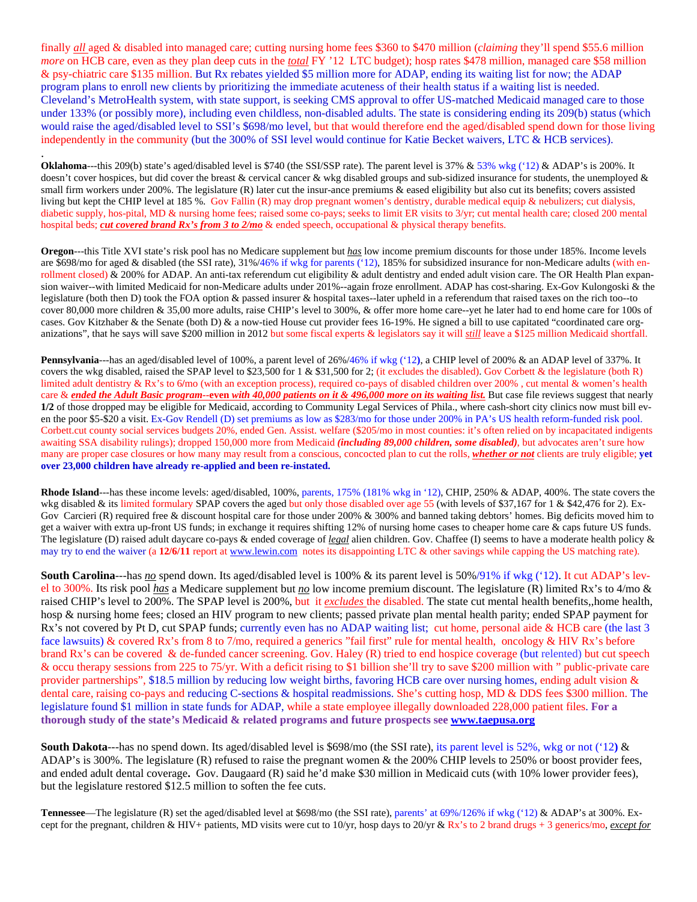finally *all* aged & disabled into managed care; cutting nursing home fees $360 to $470 million (*claiming* they'll spend $55.6 million *more* on HCB care, even as they plan deep cuts in the *total* FY '12 LTC budget); hosp rates $478 million, managed care $58 million & psy-chiatric care $135 million. But Rx rebates yielded $5 million more for ADAP, ending its waiting list for now; the ADAP program plans to enroll new clients by prioritizing the immediate acuteness of their health status if a waiting list is needed. Cleveland's MetroHealth system, with state support, is seeking CMS approval to offer US-matched Medicaid managed care to those under 133% (or possibly more), including even childless, non-disabled adults. The state is considering ending its 209(b) status (which would raise the aged/disabled level to SSI's $698/mo level, but that would therefore end the aged/disabled spend down for those living independently in the community (but the 300% of SSI level would continue for Katie Becket waivers, LTC & HCB services).

.

**Oklahoma**---this 209(b) state's aged/disabled level is $740 (the SSI/SSP rate). The parent level is 37% & 53% wkg ('12) & ADAP's is 200%. It doesn't cover hospices, but did cover the breast & cervical cancer & wkg disabled groups and sub-sidized insurance for students, the unemployed & small firm workers under 200%. The legislature (R) later cut the insur-ance premiums & eased eligibility but also cut its benefits; covers assisted living but kept the CHIP level at 185 %. Gov Fallin (R) may drop pregnant women's dentistry, durable medical equip & nebulizers; cut dialysis, diabetic supply, hos-pital, MD & nursing home fees; raised some co-pays; seeks to limit ER visits to 3/yr; cut mental health care; closed 200 mental hospital beds; ***cut covered brand Rx's from 3 to 2/mo*** & ended speech, occupational & physical therapy benefits.

**Oregon**---this Title XVI state's risk pool has no Medicare supplement but *has* low income premium discounts for those under 185%. Income levels are $698/mo for aged & disabled (the SSI rate), 31%/46% if wkg for parents ('12), 185% for subsidized insurance for non-Medicare adults (with en-rollment closed) & 200% for ADAP. An anti-tax referendum cut eligibility & adult dentistry and ended adult vision care. The OR Health Plan expan-sion waiver--with limited Medicaid for non-Medicare adults under 201%--again froze enrollment. ADAP has cost-sharing. Ex-Gov Kulongoski & the legislature (both then D) took the FOA option & passed insurer & hospital taxes--later upheld in a referendum that raised taxes on the rich too--to cover 80,000 more children & 35,00 more adults, raise CHIP's level to 300%, & offer more home care--yet he later had to end home care for 100s of cases. Gov Kitzhaber & the Senate (both D) & a now-tied House cut provider fees 16-19%. He signed a bill to use capitated "coordinated care org-anizations", that he says will save $200 million in 2012 but some fiscal experts & legislators say it will *still* leave a $125 million Medicaid shortfall.

**Pennsylvania**---has an aged/disabled level of 100%, a parent level of 26%/46% if wkg ('12**)**, a CHIP level of 200% & an ADAP level of 337%. It covers the wkg disabled, raised the SPAP level to $23,500 for 1 & $31,500 for 2; (it excludes the disabled). Gov Corbett & the legislature (both R) limited adult dentistry & Rx's to 6/mo (with an exception process), required co-pays of disabled children over 200% , cut mental & women's health care & ***ended the Adult Basic program--*even *with 40,000 patients on it & 496,000 more on its waiting list.*** But case file reviews suggest that nearly **1/2** of those dropped may be eligible for Medicaid, according to Community Legal Services of Phila., where cash-short city clinics now must bill ev-en the poor $5-$20 a visit. Ex-Gov Rendell (D) set premiums as low as $283/mo for those under 200% in PA's US health reform-funded risk pool. Corbett.cut county social services budgets 20%, ended Gen. Assist. welfare ($205/mo in most counties: it's often relied on by incapacitated indigents awaiting SSA disability rulings); dropped 150,000 more from Medicaid ***(including 89,000 children, some disabled)***, but advocates aren't sure how many are proper case closures or how many may result from a conscious, concocted plan to cut the rolls, ***whether or not*** clients are truly eligible; **yet over 23,000 children have already re-applied and been re-instated.**

**Rhode Island**---has these income levels: aged/disabled, 100%, parents, 175% (181% wkg in '12), CHIP, 250% & ADAP, 400%. The state covers the wkg disabled & its limited formulary SPAP covers the aged but only those disabled over age 55 (with levels of $37,167 for 1 & $42,476 for 2). Ex-Gov Carcieri (R) required free & discount hospital care for those under 200% & 300% and banned taking debtors' homes. Big deficits moved him to get a waiver with extra up-front US funds; in exchange it requires shifting 12% of nursing home cases to cheaper home care & caps future US funds. The legislature (D) raised adult daycare co-pays & ended coverage of *legal* alien children. Gov. Chaffee (I) seems to have a moderate health policy & may try to end the waiver (a **12/6/11** report at www.lewin.com notes its disappointing LTC & other savings while capping the US matching rate).

**South Carolina**---has *no* spend down. Its aged/disabled level is 100% & its parent level is 50%/91% if wkg ('12). It cut ADAP's lev-el to 300%. Its risk pool *has* a Medicare supplement but *no* low income premium discount. The legislature (R) limited Rx's to 4/mo & raised CHIP's level to 200%. The SPAP level is 200%, but it *excludes* the disabled. The state cut mental health benefits,,home health, hosp & nursing home fees; closed an HIV program to new clients; passed private plan mental health parity; ended SPAP payment for Rx's not covered by Pt D, cut SPAP funds; currently even has no ADAP waiting list; cut home, personal aide & HCB care (the last 3 face lawsuits) & covered Rx's from 8 to 7/mo, required a generics "fail first" rule for mental health, oncology & HIV Rx's before brand Rx's can be covered & de-funded cancer screening. Gov. Haley (R) tried to end hospice coverage (but relented) but cut speech & occu therapy sessions from 225 to 75/yr. With a deficit rising to $1 billion she'll try to save $200 million with " public-private care provider partnerships", $18.5 million by reducing low weight births, favoring HCB care over nursing homes, ending adult vision & dental care, raising co-pays and reducing C-sections & hospital readmissions. She's cutting hosp, MD & DDS fees $300 million. The legislature found $1 million in state funds for ADAP, while a state employee illegally downloaded 228,000 patient files. **For a thorough study of the state's Medicaid & related programs and future prospects see www.taepusa.org**

**South Dakota**---has no spend down. Its aged/disabled level is $698/mo (the SSI rate), its parent level is 52%, wkg or not ('12**)** & ADAP's is 300%. The legislature (R) refused to raise the pregnant women & the 200% CHIP levels to 250% or boost provider fees, and ended adult dental coverage**.** Gov. Daugaard (R) said he'd make $30 million in Medicaid cuts (with 10% lower provider fees), but the legislature restored $12.5 million to soften the fee cuts.

**Tennessee**—The legislature (R) set the aged/disabled level at $698/mo (the SSI rate), parents' at 69%/126% if wkg ('12) & ADAP's at 300%. Ex-cept for the pregnant, children & HIV+ patients, MD visits were cut to 10/yr, hosp days to 20/yr & Rx's to 2 brand drugs + 3 generics/mo, *except for*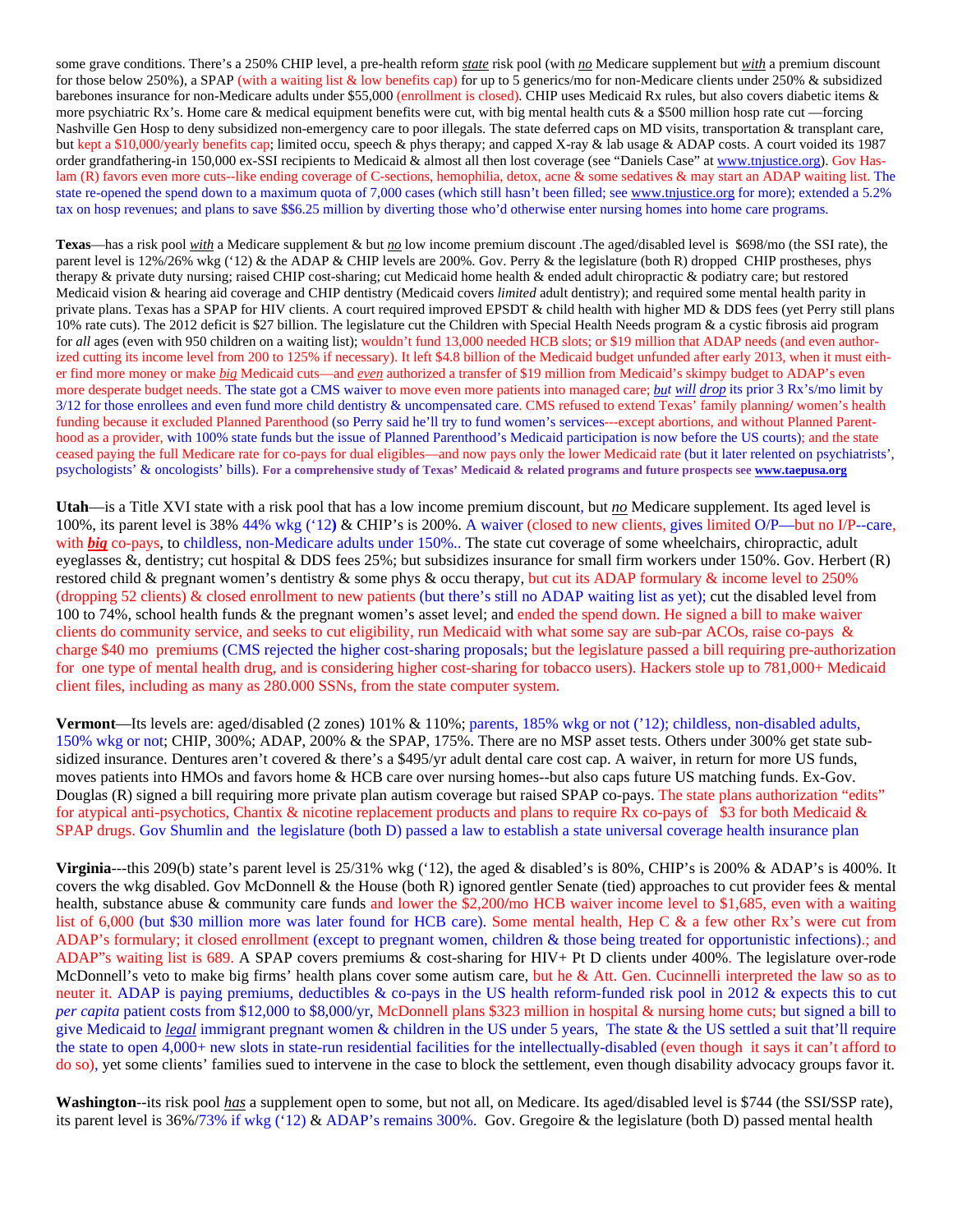some grave conditions. There's a 250% CHIP level, a pre-health reform *state* risk pool (with *no* Medicare supplement but *with* a premium discount for those below 250%), a SPAP (with a waiting list & low benefits cap) for up to 5 generics/mo for non-Medicare clients under 250% & subsidized barebones insurance for non-Medicare adults under $55,000 (enrollment is closed). CHIP uses Medicaid Rx rules, but also covers diabetic items & more psychiatric Rx's. Home care & medical equipment benefits were cut, with big mental health cuts & a $500 million hosp rate cut —forcing Nashville Gen Hosp to deny subsidized non-emergency care to poor illegals. The state deferred caps on MD visits, transportation & transplant care, but kept a $10,000/yearly benefits cap; limited occu, speech & phys therapy; and capped X-ray & lab usage & ADAP costs. A court voided its 1987 order grandfathering-in 150,000 ex-SSI recipients to Medicaid & almost all then lost coverage (see "Daniels Case" at www.tnjustice.org). Gov Haslam (R) favors even more cuts--like ending coverage of C-sections, hemophilia, detox, acne & some sedatives & may start an ADAP waiting list. The state re-opened the spend down to a maximum quota of 7,000 cases (which still hasn't been filled; see www.tnjustice.org for more); extended a 5.2% tax on hosp revenues; and plans to save $$6.25 million by diverting those who'd otherwise enter nursing homes into home care programs.

**Texas**—has a risk pool *with* a Medicare supplement & but *no* low income premium discount .The aged/disabled level is $698/mo (the SSI rate), the parent level is 12%/26% wkg ('12) & the ADAP & CHIP levels are 200%. Gov. Perry & the legislature (both R) dropped CHIP prostheses, phys therapy & private duty nursing; raised CHIP cost-sharing; cut Medicaid home health & ended adult chiropractic & podiatry care; but restored Medicaid vision & hearing aid coverage and CHIP dentistry (Medicaid covers *limited* adult dentistry); and required some mental health parity in private plans. Texas has a SPAP for HIV clients. A court required improved EPSDT & child health with higher MD & DDS fees (yet Perry still plans 10% rate cuts). The 2012 deficit is $27 billion. The legislature cut the Children with Special Health Needs program & a cystic fibrosis aid program for *all* ages (even with 950 children on a waiting list); wouldn't fund 13,000 needed HCB slots; or $19 million that ADAP needs (and even authorized cutting its income level from 200 to 125% if necessary). It left $4.8 billion of the Medicaid budget unfunded after early 2013, when it must either find more money or make *big* Medicaid cuts—and *even* authorized a transfer of $19 million from Medicaid's skimpy budget to ADAP's even more desperate budget needs. The state got a CMS waiver to move even more patients into managed care; ***but will drop*** its prior 3 Rx's/mo limit by 3/12 for those enrollees and even fund more child dentistry & uncompensated care. CMS refused to extend Texas' family planning/ women's health funding because it excluded Planned Parenthood (so Perry said he'll try to fund women's services---except abortions, and without Planned Parenthood as a provider, with 100% state funds but the issue of Planned Parenthood's Medicaid participation is now before the US courts); and the state ceased paying the full Medicare rate for co-pays for dual eligibles—and now pays only the lower Medicaid rate (but it later relented on psychiatrists', psychologists' & oncologists' bills). **For a comprehensive study of Texas' Medicaid & related programs and future prospects see www.taepusa.org**

**Utah**—is a Title XVI state with a risk pool that has a low income premium discount, but *no* Medicare supplement. Its aged level is 100%, its parent level is 38% 44% wkg ('12) & CHIP's is 200%. A waiver (closed to new clients, gives limited O/P—but no I/P--care, with ***big*** co-pays, to childless, non-Medicare adults under 150%.. The state cut coverage of some wheelchairs, chiropractic, adult eyeglasses &, dentistry; cut hospital & DDS fees 25%; but subsidizes insurance for small firm workers under 150%. Gov. Herbert (R) restored child & pregnant women's dentistry & some phys & occu therapy, but cut its ADAP formulary & income level to 250% (dropping 52 clients) & closed enrollment to new patients (but there's still no ADAP waiting list as yet); cut the disabled level from 100 to 74%, school health funds & the pregnant women's asset level; and ended the spend down. He signed a bill to make waiver clients do community service, and seeks to cut eligibility, run Medicaid with what some say are sub-par ACOs, raise co-pays & charge $40 mo premiums (CMS rejected the higher cost-sharing proposals; but the legislature passed a bill requiring pre-authorization for one type of mental health drug, and is considering higher cost-sharing for tobacco users). Hackers stole up to 781,000+ Medicaid client files, including as many as 280.000 SSNs, from the state computer system.

**Vermont**—Its levels are: aged/disabled (2 zones) 101% & 110%; parents, 185% wkg or not ('12); childless, non-disabled adults, 150% wkg or not; CHIP, 300%; ADAP, 200% & the SPAP, 175%. There are no MSP asset tests. Others under 300% get state subsidized insurance. Dentures aren't covered & there's a $495/yr adult dental care cost cap. A waiver, in return for more US funds, moves patients into HMOs and favors home & HCB care over nursing homes--but also caps future US matching funds. Ex-Gov. Douglas (R) signed a bill requiring more private plan autism coverage but raised SPAP co-pays. The state plans authorization "edits" for atypical anti-psychotics, Chantix & nicotine replacement products and plans to require Rx co-pays of $3 for both Medicaid & SPAP drugs. Gov Shumlin and the legislature (both D) passed a law to establish a state universal coverage health insurance plan

**Virginia**---this 209(b) state's parent level is 25/31% wkg ('12), the aged & disabled's is 80%, CHIP's is 200% & ADAP's is 400%. It covers the wkg disabled. Gov McDonnell & the House (both R) ignored gentler Senate (tied) approaches to cut provider fees & mental health, substance abuse & community care funds and lower the $2,200/mo HCB waiver income level to $1,685, even with a waiting list of 6,000 (but $30 million more was later found for HCB care). Some mental health, Hep C & a few other Rx's were cut from ADAP's formulary; it closed enrollment (except to pregnant women, children & those being treated for opportunistic infections).; and ADAP"s waiting list is 689. A SPAP covers premiums & cost-sharing for HIV+ Pt D clients under 400%. The legislature over-rode McDonnell's veto to make big firms' health plans cover some autism care, but he & Att. Gen. Cucinnelli interpreted the law so as to neuter it. ADAP is paying premiums, deductibles & co-pays in the US health reform-funded risk pool in 2012 & expects this to cut *per capita* patient costs from $12,000 to $8,000/yr, McDonnell plans $323 million in hospital & nursing home cuts; but signed a bill to give Medicaid to *legal* immigrant pregnant women & children in the US under 5 years, The state & the US settled a suit that'll require the state to open 4,000+ new slots in state-run residential facilities for the intellectually-disabled (even though it says it can't afford to do so), yet some clients' families sued to intervene in the case to block the settlement, even though disability advocacy groups favor it.

**Washington**--its risk pool *has* a supplement open to some, but not all, on Medicare. Its aged/disabled level is $744 (the SSI/SSP rate), its parent level is 36%/73% if wkg ('12) & ADAP's remains 300%. Gov. Gregoire & the legislature (both D) passed mental health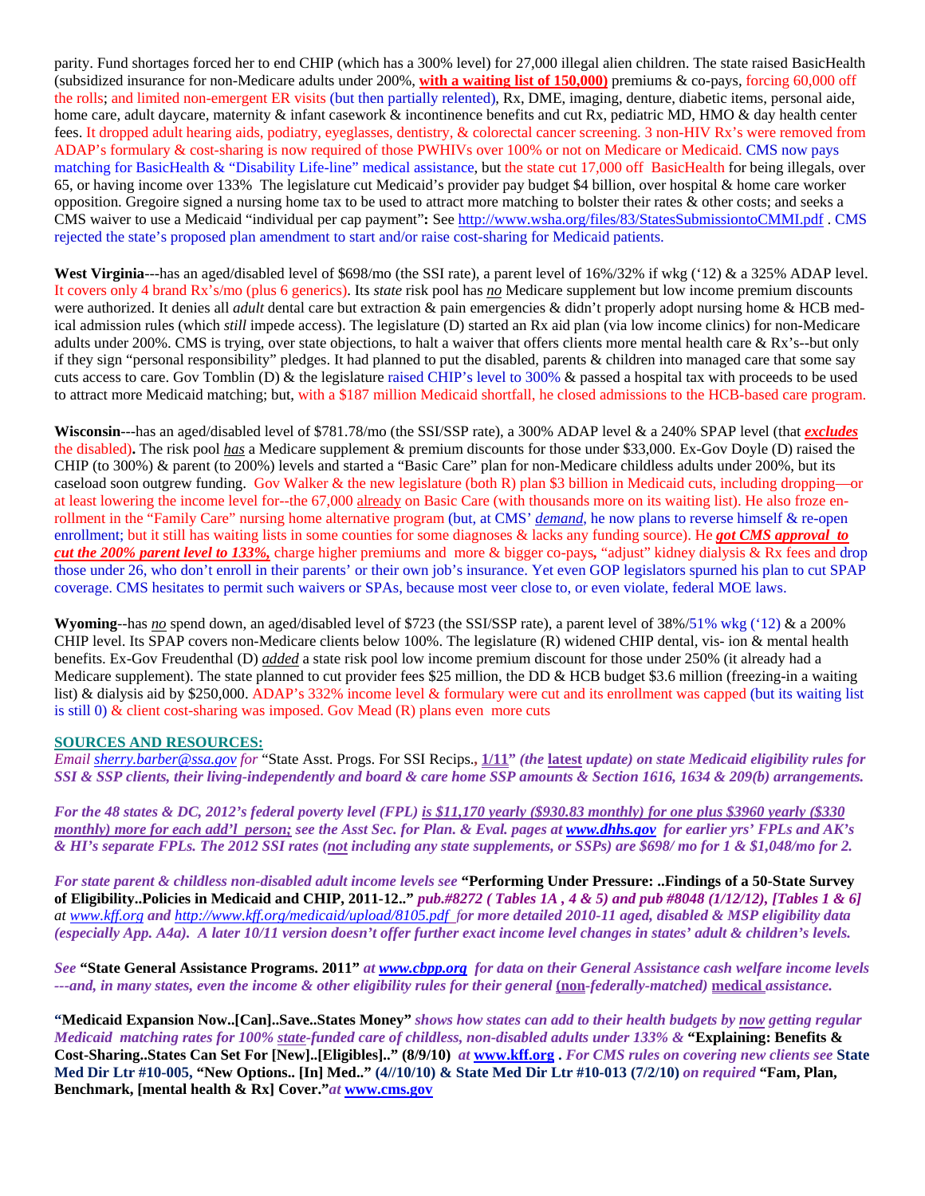parity. Fund shortages forced her to end CHIP (which has a 300% level) for 27,000 illegal alien children. The state raised BasicHealth (subsidized insurance for non-Medicare adults under 200%, **with a waiting list of 150,000)** premiums & co-pays, forcing 60,000 off the rolls; and limited non-emergent ER visits (but then partially relented), Rx, DME, imaging, denture, diabetic items, personal aide, home care, adult daycare, maternity & infant casework & incontinence benefits and cut Rx, pediatric MD, HMO & day health center fees. It dropped adult hearing aids, podiatry, eyeglasses, dentistry, & colorectal cancer screening. 3 non-HIV Rx's were removed from ADAP's formulary & cost-sharing is now required of those PWHIVs over 100% or not on Medicare or Medicaid. CMS now pays matching for BasicHealth & "Disability Life-line" medical assistance, but the state cut 17,000 off BasicHealth for being illegals, over 65, or having income over 133% The legislature cut Medicaid's provider pay budget $4 billion, over hospital & home care worker opposition. Gregoire signed a nursing home tax to be used to attract more matching to bolster their rates & other costs; and seeks a CMS waiver to use a Medicaid "individual per cap payment"**:** See http://www.wsha.org/files/83/StatesSubmissiontoCMMI.pdf . CMS rejected the state's proposed plan amendment to start and/or raise cost-sharing for Medicaid patients.

**West Virginia**---has an aged/disabled level of $698/mo (the SSI rate), a parent level of 16%/32% if wkg ('12) & a 325% ADAP level. It covers only 4 brand Rx's/mo (plus 6 generics). Its *state* risk pool has ***no*** Medicare supplement but low income premium discounts were authorized. It denies all *adult* dental care but extraction & pain emergencies & didn't properly adopt nursing home & HCB medical admission rules (which *still* impede access). The legislature (D) started an Rx aid plan (via low income clinics) for non-Medicare adults under 200%. CMS is trying, over state objections, to halt a waiver that offers clients more mental health care & Rx's--but only if they sign "personal responsibility" pledges. It had planned to put the disabled, parents & children into managed care that some say cuts access to care. Gov Tomblin (D) & the legislature raised CHIP's level to 300% & passed a hospital tax with proceeds to be used to attract more Medicaid matching; but, with a $187 million Medicaid shortfall, he closed admissions to the HCB-based care program.

**Wisconsin**---has an aged/disabled level of $781.78/mo (the SSI/SSP rate), a 300% ADAP level & a 240% SPAP level (that ***excludes*** the disabled)**.** The risk pool ***has*** a Medicare supplement & premium discounts for those under $33,000. Ex-Gov Doyle (D) raised the CHIP (to 300%) & parent (to 200%) levels and started a "Basic Care" plan for non-Medicare childless adults under 200%, but its caseload soon outgrew funding. Gov Walker & the new legislature (both R) plan $3 billion in Medicaid cuts, including dropping—or at least lowering the income level for--the 67,000 already on Basic Care (with thousands more on its waiting list). He also froze enrollment in the "Family Care" nursing home alternative program (but, at CMS' *demand*, he now plans to reverse himself & re-open enrollment; but it still has waiting lists in some counties for some diagnoses & lacks any funding source). He ***got CMS approval to cut the 200% parent level to 133%,*** charge higher premiums and more & bigger co-pays**,** "adjust" kidney dialysis & Rx fees and drop those under 26, who don't enroll in their parents' or their own job's insurance. Yet even GOP legislators spurned his plan to cut SPAP coverage. CMS hesitates to permit such waivers or SPAs, because most veer close to, or even violate, federal MOE laws.

**Wyoming**--has ***no*** spend down, an aged/disabled level of $723 (the SSI/SSP rate), a parent level of 38%/51% wkg ('12) & a 200% CHIP level. Its SPAP covers non-Medicare clients below 100%. The legislature (R) widened CHIP dental, vis- ion & mental health benefits. Ex-Gov Freudenthal (D) *added* a state risk pool low income premium discount for those under 250% (it already had a Medicare supplement). The state planned to cut provider fees $25 million, the DD & HCB budget $3.6 million (freezing-in a waiting list) & dialysis aid by $250,000. ADAP's 332% income level & formulary were cut and its enrollment was capped (but its waiting list is still 0) & client cost-sharing was imposed. Gov Mead (R) plans even more cuts

**SOURCES AND RESOURCES:**

*Email sherry.barber@ssa.gov for* "State Asst. Progs. For SSI Recips.**, 1/11**" ***(the latest update) on state Medicaid eligibility rules for SSI & SSP clients, their living-independently and board & care home SSP amounts & Section 1616, 1634 & 209(b) arrangements.***

***For the 48 states & DC, 2012's federal poverty level (FPL) is $11,170 yearly ($930.83 monthly) for one plus $3960 yearly ($330 monthly) more for each add'l person; see the Asst Sec. for Plan. & Eval. pages at www.dhhs.gov for earlier yrs' FPLs and AK's & HI's separate FPLs. The 2012 SSI rates (not including any state supplements, or SSPs) are $698/ mo for 1 & $1,048/mo for 2.***

***For state parent & childless non-disabled adult income levels see*** **"Performing Under Pressure: ..Findings of a 50-State Survey of Eligibility..Policies in Medicaid and CHIP, 2011-12.."** ***pub.#8272 ( Tables 1A , 4 & 5) and pub #8048 (1/12/12), [Tables 1 & 6] at www.kff.org and http://www.kff.org/medicaid/upload/8105.pdf for more detailed 2010-11 aged, disabled & MSP eligibility data (especially App. A4a). A later 10/11 version doesn't offer further exact income level changes in states' adult & children's levels.***

***See*** **"State General Assistance Programs. 2011"** ***at www.cbpp.org for data on their General Assistance cash welfare income levels ---and, in many states, even the income & other eligibility rules for their general (non-federally-matched) medical assistance.***

**"Medicaid Expansion Now..[Can]..Save..States Money"** ***shows how states can add to their health budgets by now getting regular Medicaid matching rates for 100% state-funded care of childless, non-disabled adults under 133% &*** **"Explaining: Benefits & Cost-Sharing..States Can Set For [New]..[Eligibles].." (8/9/10)** ***at*** **www.kff.org** ***. For CMS rules on covering new clients see*** **State Med Dir Ltr #10-005, "New Options.. [In] Med.." (4//10/10) & State Med Dir Ltr #10-013 (7/2/10)** ***on required*** **"Fam, Plan, Benchmark, [mental health & Rx] Cover."*****at*** **www.cms.gov**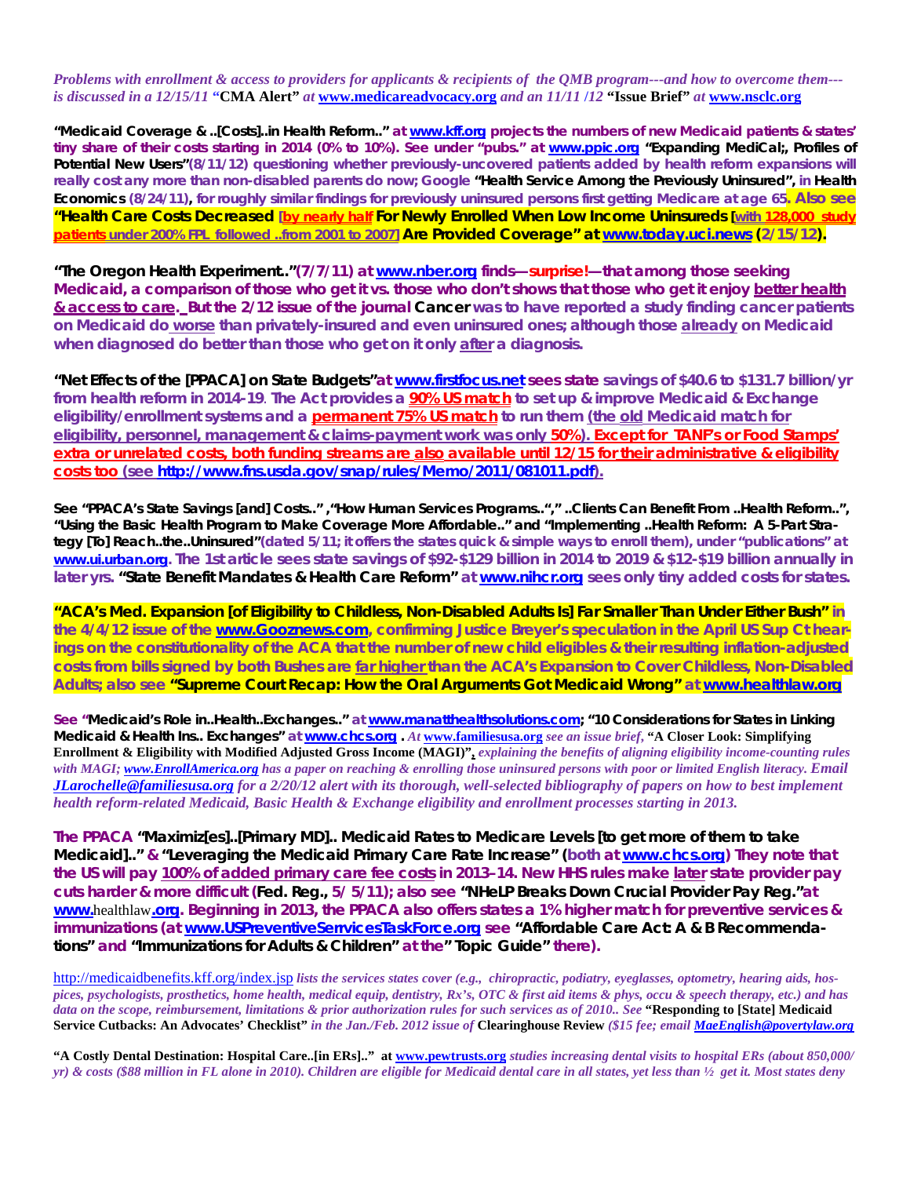*Problems with enrollment & access to providers for applicants & recipients of the QMB program---and how to overcome them---is discussed in a 12/15/11* **"CMA Alert"** *at* **www.medicareadvocacy.org** *and an 11/11 /12* **"Issue Brief"** *at* **www.nsclc.org**

**"Medicaid Coverage & ..[Costs]..in Health Reform.." at www.kff.org projects the numbers of new Medicaid patients & states' tiny share of their costs starting in 2014 (0% to 10%). See under "pubs." at www.ppic.org "Expanding MediCal;, Profiles of Potential New Users"(8/11/12) questioning whether previously-uncovered patients added by health reform expansions will really cost any more than non-disabled parents do now; Google "Health Service Among the Previously Uninsured", in Health Economics (8/24/11), for roughly similar findings for previously uninsured persons first getting Medicare at age 65. Also see "Health Care Costs Decreased [by nearly half For Newly Enrolled When Low Income Uninsureds [with 128,000 study patients under 200% FPL followed ..from 2001 to 2007] Are Provided Coverage" at www.today.uci.news (2/15/12).**

**"The Oregon Health Experiment.."(7/7/11) at www.nber.org finds—surprise!—that among those seeking Medicaid, a comparison of those who get it vs. those who don't shows that those who get it enjoy better health & access to care. But the 2/12 issue of the journal Cancer was to have reported a study finding cancer patients on Medicaid do worse than privately-insured and even uninsured ones; although those already on Medicaid when diagnosed do better than those who get on it only after a diagnosis.**

**"Net Effects of the [PPACA] on State Budgets" at www.firstfocus.net sees state savings of $40.6 to $131.7 billion/yr from health reform in 2014-19. The Act provides a 90% US match to set up & improve Medicaid & Exchange eligibility/enrollment systems and a permanent 75% US match to run them (the old Medicaid match for eligibility, personnel, management & claims-payment work was only 50%). Except for TANF's or Food Stamps' extra or unrelated costs, both funding streams are also available until 12/15 for their administrative & eligibility costs too (see http://www.fns.usda.gov/snap/rules/Memo/2011/081011.pdf).**

**See "PPACA's State Savings [and] Costs.." ,"How Human Services Programs..","..Clients Can Benefit From ..Health Reform..", "Using the Basic Health Program to Make Coverage More Affordable.." and "Implementing ..Health Reform: A 5-Part Strategy [To] Reach..the..Uninsured"(dated 5/11; it offers the states quick & simple ways to enroll them), under "publications" at www.ui.urban.org. The 1st article sees state savings of $92-$129 billion in 2014 to 2019 & $12-$19 billion annually in later yrs. "State Benefit Mandates & Health Care Reform" at www.nihcr.org sees only tiny added costs for states.**

**"ACA's Med. Expansion [of Eligibility to Childless, Non-Disabled Adults Is] Far Smaller Than Under Either Bush" in the 4/4/12 issue of the www.Gooznews.com, confirming Justice Breyer's speculation in the April US Sup Ct hearings on the constitutionality of the ACA that the number of new child eligibles & their resulting inflation-adjusted costs from bills signed by both Bushes are far higher than the ACA's Expansion to Cover Childless, Non-Disabled Adults; also see "Supreme Court Recap: How the Oral Arguments Got Medicaid Wrong" at www.healthlaw.org**

**See "Medicaid's Role in..Health..Exchanges.." at www.manatthealthsolutions.com; "10 Considerations for States in Linking Medicaid & Health Ins.. Exchanges" at www.chcs.org .** *At* **www.familiesusa.org** *see an issue brief,* **"A Closer Look: Simplifying Enrollment & Eligibility with Modified Adjusted Gross Income (MAGI)",** *explaining the benefits of aligning eligibility income-counting rules with MAGI; www.EnrollAmerica.org has a paper on reaching & enrolling those uninsured persons with poor or limited English literacy. Email JLarochelle@familiesusa.org for a 2/20/12 alert with its thorough, well-selected bibliography of papers on how to best implement health reform-related Medicaid, Basic Health & Exchange eligibility and enrollment processes starting in 2013.*

**The PPACA "Maximiz[es]..[Primary MD].. Medicaid Rates to Medicare Levels [to get more of them to take Medicaid].." & "Leveraging the Medicaid Primary Care Rate Increase" (both at www.chcs.org) They note that the US will pay 100% of added primary care fee costs in 2013–14. New HHS rules make later state provider pay cuts harder & more difficult (Fed. Reg., 5/ 5/11); also see "NHeLP Breaks Down Crucial Provider Pay Reg." at www.healthlaw.org. Beginning in 2013, the PPACA also offers states a 1% higher match for preventive services & immunizations (at www.USPreventiveServicesTaskForce.org see "Affordable Care Act: A & B Recommendations" and "Immunizations for Adults & Children" at the" Topic Guide" there).**

http://medicaidbenefits.kff.org/index.jsp *lists the services states cover (e.g., chiropractic, podiatry, eyeglasses, optometry, hearing aids, hospices, psychologists, prosthetics, home health, medical equip, dentistry, Rx's, OTC & first aid items & phys, occu & speech therapy, etc.) and has data on the scope, reimbursement, limitations & prior authorization rules for such services as of 2010.. See* **"Responding to [State] Medicaid Service Cutbacks: An Advocates' Checklist"** *in the Jan./Feb. 2012 issue of* **Clearinghouse Review** *($15 fee; email MaeEnglish@povertylaw.org*

**"A Costly Dental Destination: Hospital Care..[in ERs].." at www.pewtrusts.org** *studies increasing dental visits to hospital ERs (about 850,000/yr) & costs ($88 million in FL alone in 2010). Children are eligible for Medicaid dental care in all states, yet less than ½ get it. Most states deny*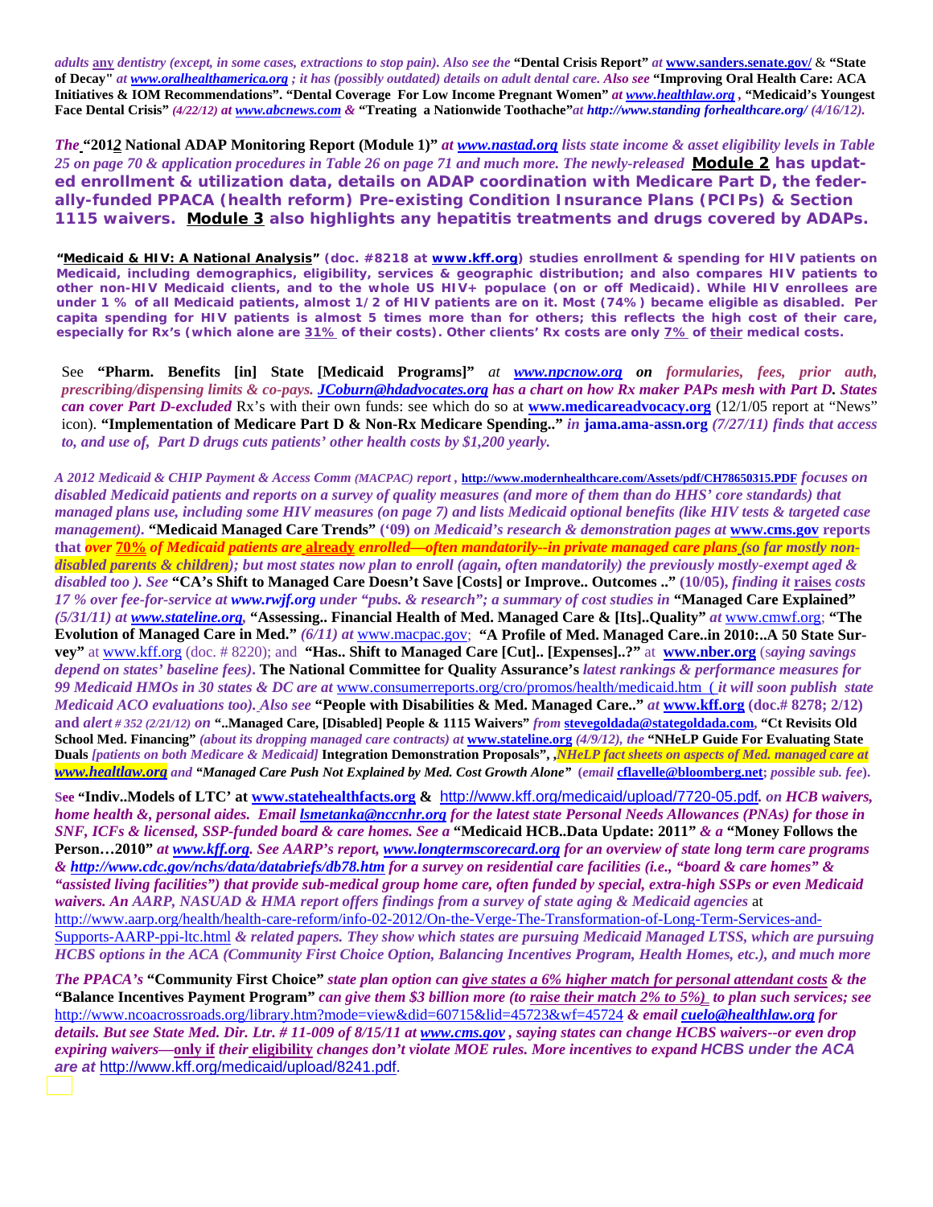*adults* **any** *dentistry (except, in some cases, extractions to stop pain). Also see the* **"Dental Crisis Report"** *at* **www.sanders.senate.gov/** & **"State of Decay"** *at www.oralhealthamerica.org ; it has (possibly outdated) details on adult dental care. Also see* **"Improving Oral Health Care: ACA Initiatives & IOM Recommendations". "Dental Coverage For Low Income Pregnant Women"** *at www.healthlaw.org* , **"Medicaid's Youngest Face Dental Crisis"** *(4/22/12) at www.abcnews.com &* **"Treating a Nationwide Toothache"***at http://www.standing forhealthcare.org/ (4/16/12).*

*The* **"2012 National ADAP Monitoring Report (Module 1)"** *at www.nastad.org lists state income & asset eligibility levels in Table 25 on page 70 & application procedures in Table 26 on page 71 and much more. The newly-released* **Module 2** **has updated enrollment & utilization data, details on ADAP coordination with Medicare Part D, the federally-funded PPACA (health reform) Pre-existing Condition Insurance Plans (PCIPs) & Section 1115 waivers. Module 3 also highlights any hepatitis treatments and drugs covered by ADAPs.**

**"Medicaid & HIV: A National Analysis" (doc. #8218 at www.kff.org) studies enrollment & spending for HIV patients on Medicaid, including demographics, eligibility, services & geographic distribution; and also compares HIV patients to other non-HIV Medicaid clients, and to the whole US HIV+ populace (on or off Medicaid). While HIV enrollees are under 1 % of all Medicaid patients, almost 1/2 of HIV patients are on it. Most (74%) became eligible as disabled. Per capita spending for HIV patients is almost 5 times more than for others; this reflects the high cost of their care, especially for Rx's (which alone are 31% of their costs). Other clients' Rx costs are only 7% of their medical costs.**

See **"Pharm. Benefits [in] State [Medicaid Programs]"** *at* ***www.npcnow.org on*** *formularies, fees, prior auth, prescribing/dispensing limits & co-pays.* ***JCoburn@hdadvocates.org has a chart on how Rx maker PAPs mesh with Part D. States can cover Part D-excluded*** Rx's with their own funds: see which do so at **www.medicareadvocacy.org** (12/1/05 report at "News" icon). **"Implementation of Medicare Part D & Non-Rx Medicare Spending.."** *in* **jama.ama-assn.org** *(7/27/11) finds that access to, and use of, Part D drugs cuts patients' other health costs by $1,200 yearly.*

*A 2012 Medicaid & CHIP Payment & Access Comm (MACPAC) report* , **http://www.modernhealthcare.com/Assets/pdf/CH78650315.PDF** *focuses on disabled Medicaid patients and reports on a survey of quality measures (and more of them than do HHS' core standards) that managed plans use, including some HIV measures (on page 7) and lists Medicaid optional benefits (like HIV tests & targeted case management).* **"Medicaid Managed Care Trends"** **('09)** *on Medicaid's research & demonstration pages at* **www.cms.gov** **reports that** ***over 70% of Medicaid patients are already enrolled—often mandatorily--in private managed care plans (so far mostly non-disabled parents & children); but most states now plan to enroll (again, often mandatorily) the previously mostly-exempt aged & disabled too ). See*** **"CA's Shift to Managed Care Doesn't Save [Costs] or Improve.. Outcomes .."** **(10/05)**, *finding it* **raises** *costs 17 % over fee-for-service at www.rwjf.org under "pubs. & research"; a summary of cost studies in* **"Managed Care Explained"** *(5/31/11) at www.stateline.org,* **"Assessing.. Financial Health of Med. Managed Care & [Its]..Quality"** *at* www.cmwf.org; **"The Evolution of Managed Care in Med."** *(6/11) at* www.macpac.gov; **"A Profile of Med. Managed Care..in 2010:..A 50 State Survey"** at www.kff.org (doc. # 8220); and **"Has.. Shift to Managed Care [Cut].. [Expenses]..?"** at **www.nber.org** (*saying savings depend on states' baseline fees*). **The National Committee for Quality Assurance's** *latest rankings & performance measures for 99 Medicaid HMOs in 30 states & DC are at* www.consumerreports.org/cro/promos/health/medicaid.htm ( *it will soon publish state Medicaid ACO evaluations too). Also see* **"People with Disabilities & Med. Managed Care.."** *at* **www.kff.org (doc.# 8278; 2/12) and** *alert # 352 (2/21/12) on* **"..Managed Care, [Disabled] People & 1115 Waivers"** *from* **stevegoldada@stategoldada.com**, **"Ct Revisits Old School Med. Financing"** *(about its dropping managed care contracts) at* **www.stateline.org** *(4/9/12), the* **"NHeLP Guide For Evaluating State Duals** *[patients on both Medicare & Medicaid]* **Integration Demonstration Proposals"**, *,NHeLP fact sheets on aspects of Med. managed care at www.healtlaw.org and* **"Managed Care Push Not Explained by Med. Cost Growth Alone"** **(email cflavelle@bloomberg.net;** *possible sub. fee***).**

**See "Indiv..Models of LTC" at www.statehealthfacts.org &** http://www.kff.org/medicaid/upload/7720-05.pdf*. on HCB waivers, home health &, personal aides. Email lsmetanka@nccnhr.org for the latest state Personal Needs Allowances (PNAs) for those in SNF, ICFs & licensed, SSP-funded board & care homes. See a* **"Medicaid HCB..Data Update: 2011"** *& a* **"Money Follows the Person…2010"** *at www.kff.org. See AARP's report, www.longtermscorecard.org for an overview of state long term care programs & http://www.cdc.gov/nchs/data/databriefs/db78.htm for a survey on residential care facilities (i.e., "board & care homes" & "assisted living facilities") that provide sub-medical group home care, often funded by special, extra-high SSPs or even Medicaid waivers. An AARP, NASUAD & HMA report offers findings from a survey of state aging & Medicaid agencies* at http://www.aarp.org/health/health-care-reform/info-02-2012/On-the-Verge-The-Transformation-of-Long-Term-Services-and-Supports-AARP-ppi-ltc.html *& related papers. They show which states are pursuing Medicaid Managed LTSS, which are pursuing HCBS options in the ACA (Community First Choice Option, Balancing Incentives Program, Health Homes, etc.), and much more*

*The PPACA's* **"Community First Choice"** *state plan option can give states a 6% higher match for personal attendant costs & the* **"Balance Incentives Payment Program"** *can give them $3 billion more (to raise their match 2% to 5%) to plan such services; see* http://www.ncoacrossroads.org/library.htm?mode=view&did=60715&lid=45723&wf=45724 *& email cuelo@healthlaw.org for details. But see State Med. Dir. Ltr. # 11-009 of 8/15/11 at www.cms.gov , saying states can change HCBS waivers--or even drop expiring waivers—***only if** *their* **eligibility** *changes don't violate MOE rules. More incentives to expand HCBS under the ACA are at* http://www.kff.org/medicaid/upload/8241.pdf.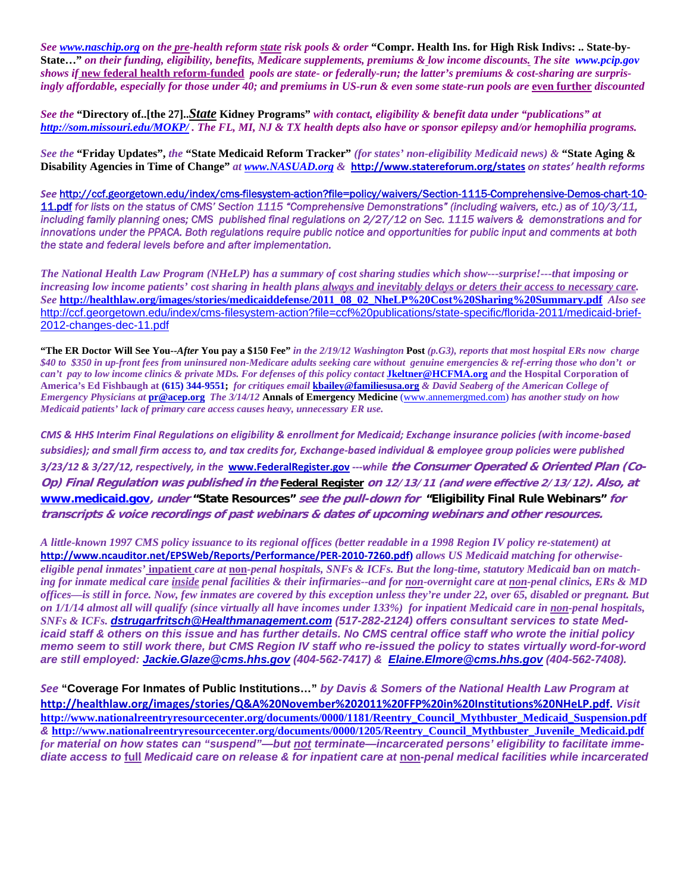*See www.naschip.org on the pre-health reform state risk pools & order* **"Compr. Health Ins. for High Risk Indivs: .. State-by-State…"** *on their funding, eligibility, benefits, Medicare supplements, premiums & low income discounts. The site www.pcip.gov shows if* **new federal health reform-funded** *pools are state- or federally-run; the latter's premiums & cost-sharing are surprisingly affordable, especially for those under 40; and premiums in US-run & even some state-run pools are* **even further** *discounted*

*See the* **"Directory of..[the 27]..*State* Kidney Programs"** *with contact, eligibility & benefit data under "publications" at http://som.missouri.edu/MOKP/ . The FL, MI, NJ & TX health depts also have or sponsor epilepsy and/or hemophilia programs.*

*See the* **"Friday Updates"**, *the* **"State Medicaid Reform Tracker"** *(for states' non-eligibility Medicaid news) &* **"State Aging & Disability Agencies in Time of Change"** *at www.NASUAD.org &* **http://www.statereforum.org/states** *on states' health reforms*

*See* http://ccf.georgetown.edu/index/cms-filesystem-action?file=policy/waivers/Section-1115-Comprehensive-Demos-chart-10-11.pdf *for lists on the status of CMS' Section 1115 "Comprehensive Demonstrations" (including waivers, etc.) as of 10/3/11, including family planning ones; CMS published final regulations on 2/27/12 on Sec. 1115 waivers & demonstrations and for innovations under the PPACA. Both regulations require public notice and opportunities for public input and comments at both the state and federal levels before and after implementation.*

*The National Health Law Program (NHeLP) has a summary of cost sharing studies which show---surprise!---that imposing or increasing low income patients' cost sharing in health plans always and inevitably delays or deters their access to necessary care. See* **http://healthlaw.org/images/stories/medicaiddefense/2011_08_02_NheLP%20Cost%20Sharing%20Summary.pdf** *Also see* http://ccf.georgetown.edu/index/cms-filesystem-action?file=ccf%20publications/state-specific/florida-2011/medicaid-brief-2012-changes-dec-11.pdf

**"The ER Doctor Will See You--*After* You pay a $150 Fee"** *in the 2/19/12 Washington* **Post** *(p.G3), reports that most hospital ERs now charge $40 to $350 in up-front fees from uninsured non-Medicare adults seeking care without genuine emergencies & ref-erring those who don't or can't pay to low income clinics & private MDs. For defenses of this policy contact* **Jkeltner@HCFMA.org** *and* **the Hospital Corporation of America's Ed Fishbaugh at (615) 344-9551;** *for critiques email* **kbailey@familiesusa.org** *& David Seaberg of the American College of Emergency Physicians at* **pr@acep.org** *The 3/14/12* **Annals of Emergency Medicine** (www.annemergmed.com) *has another study on how Medicaid patients' lack of primary care access causes heavy, unnecessary ER use.*

*CMS & HHS Interim Final Regulations on eligibility & enrollment for Medicaid; Exchange insurance policies (with income-based subsidies); and small firm access to, and tax credits for, Exchange-based individual & employee group policies were published 3/23/12 & 3/27/12, respectively, in the* **www.FederalRegister.gov** *---while* ***the Consumer Operated & Oriented Plan (Co-Op) Final Regulation was published in the* Federal Register *on 12/13/11 (and were effective 2/13/12). Also, at* www.medicaid.gov*, under* "State Resources" *see the pull-down for* "Eligibility Final Rule Webinars" *for transcripts & voice recordings of past webinars & dates of upcoming webinars and other resources.***

*A little-known 1997 CMS policy issuance to its regional offices (better readable in a 1998 Region IV policy re-statement) at* **http://www.ncauditor.net/EPSWeb/Reports/Performance/PER-2010-7260.pdf)** *allows US Medicaid matching for otherwise-eligible penal inmates'* **inpatient** *care at* **non**-*penal hospitals, SNFs & ICFs. But the long-time, statutory Medicaid ban on matching for inmate medical care inside penal facilities & their infirmaries--and for non-overnight care at non-penal clinics, ERs & MD offices—is still in force. Now, few inmates are covered by this exception unless they're under 22, over 65, disabled or pregnant. But on 1/1/14 almost all will qualify (since virtually all have incomes under 133%) for inpatient Medicaid care in non-penal hospitals, SNFs & ICFs.* ***dstrugarfritsch@Healthmanagement.com (517-282-2124) offers consultant services to state Medicaid staff & others on this issue and has further details. No CMS central office staff who wrote the initial policy memo seem to still work there, but CMS Region IV staff who re-issued the policy to states virtually word-for-word are still employed: Jackie.Glaze@cms.hhs.gov (404-562-7417) & Elaine.Elmore@cms.hhs.gov (404-562-7408).***

*See* **"Coverage For Inmates of Public Institutions…"** *by Davis & Somers of the National Health Law Program at* **http://healthlaw.org/images/stories/Q&A%20November%202011%20FFP%20in%20Institutions%20NHeLP.pdf.** *Visit* **http://www.nationalreentryresourcecenter.org/documents/0000/1181/Reentry_Council_Mythbuster_Medicaid_Suspension.pdf** *&* **http://www.nationalreentryresourcecenter.org/documents/0000/1205/Reentry_Council_Mythbuster_Juvenile_Medicaid.pdf** ***for material on how states can "suspend"—but not terminate—incarcerated persons' eligibility to facilitate immediate access to full Medicaid care on release & for inpatient care at non-penal medical facilities while incarcerated***